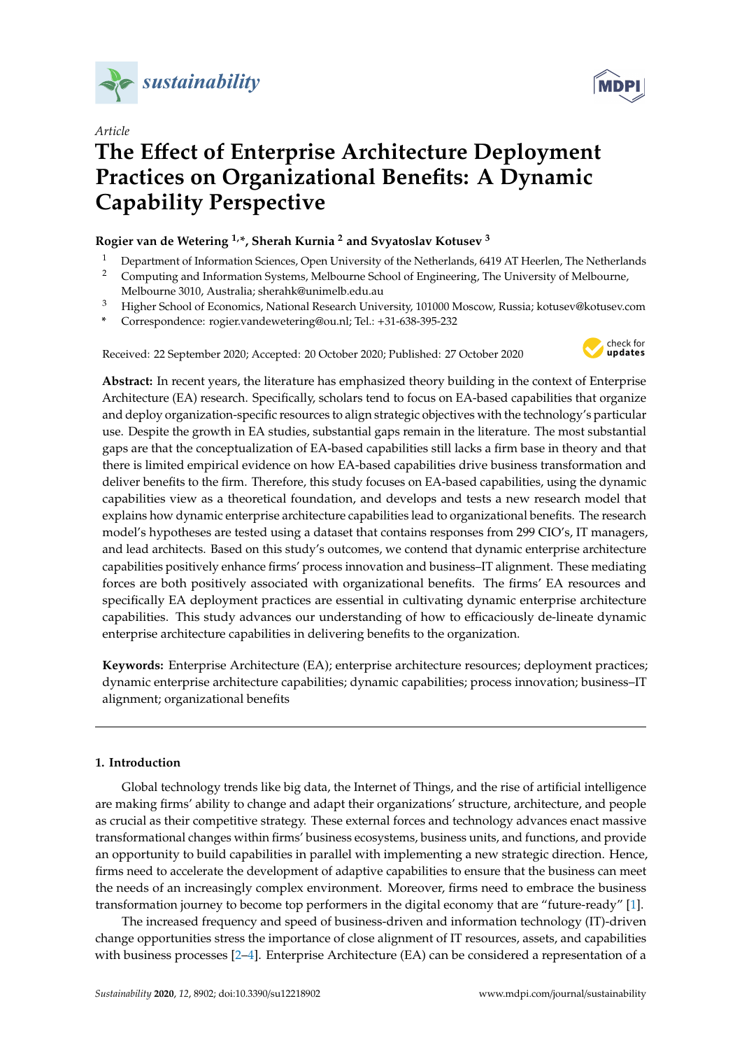Article

# The Effect of Enterprise Architecture Deployment Practices on Organizational Benefits: A Dynamic Capability Perspective

**Rogier van de Wetering [1,*], Sherah Kurnia [2] and Svyatoslav Kotusev [3]**

[1] Department of Information Sciences, Open University of the Netherlands, 6419 AT Heerlen, The Netherlands
[2] Computing and Information Systems, Melbourne School of Engineering, The University of Melbourne, Melbourne 3010, Australia; sherahk@unimelb.edu.au
[3] Higher School of Economics, National Research University, 101000 Moscow, Russia; kotusev@kotusev.com
[*] Correspondence: rogier.vandewetering@ou.nl; Tel.: +31-638-395-232

Received: 22 September 2020; Accepted: 20 October 2020; Published: 27 October 2020

**Abstract:** In recent years, the literature has emphasized theory building in the context of Enterprise Architecture (EA) research. Specifically, scholars tend to focus on EA-based capabilities that organize and deploy organization-specific resources to align strategic objectives with the technology's particular use. Despite the growth in EA studies, substantial gaps remain in the literature. The most substantial gaps are that the conceptualization of EA-based capabilities still lacks a firm base in theory and that there is limited empirical evidence on how EA-based capabilities drive business transformation and deliver benefits to the firm. Therefore, this study focuses on EA-based capabilities, using the dynamic capabilities view as a theoretical foundation, and develops and tests a new research model that explains how dynamic enterprise architecture capabilities lead to organizational benefits. The research model's hypotheses are tested using a dataset that contains responses from 299 CIO's, IT managers, and lead architects. Based on this study's outcomes, we contend that dynamic enterprise architecture capabilities positively enhance firms' process innovation and business–IT alignment. These mediating forces are both positively associated with organizational benefits. The firms' EA resources and specifically EA deployment practices are essential in cultivating dynamic enterprise architecture capabilities. This study advances our understanding of how to efficaciously de-lineate dynamic enterprise architecture capabilities in delivering benefits to the organization.

**Keywords:** Enterprise Architecture (EA); enterprise architecture resources; deployment practices; dynamic enterprise architecture capabilities; dynamic capabilities; process innovation; business–IT alignment; organizational benefits

## 1. Introduction

Global technology trends like big data, the Internet of Things, and the rise of artificial intelligence are making firms' ability to change and adapt their organizations' structure, architecture, and people as crucial as their competitive strategy. These external forces and technology advances enact massive transformational changes within firms' business ecosystems, business units, and functions, and provide an opportunity to build capabilities in parallel with implementing a new strategic direction. Hence, firms need to accelerate the development of adaptive capabilities to ensure that the business can meet the needs of an increasingly complex environment. Moreover, firms need to embrace the business transformation journey to become top performers in the digital economy that are "future-ready" [1].

The increased frequency and speed of business-driven and information technology (IT)-driven change opportunities stress the importance of close alignment of IT resources, assets, and capabilities with business processes [2–4]. Enterprise Architecture (EA) can be considered a representation of a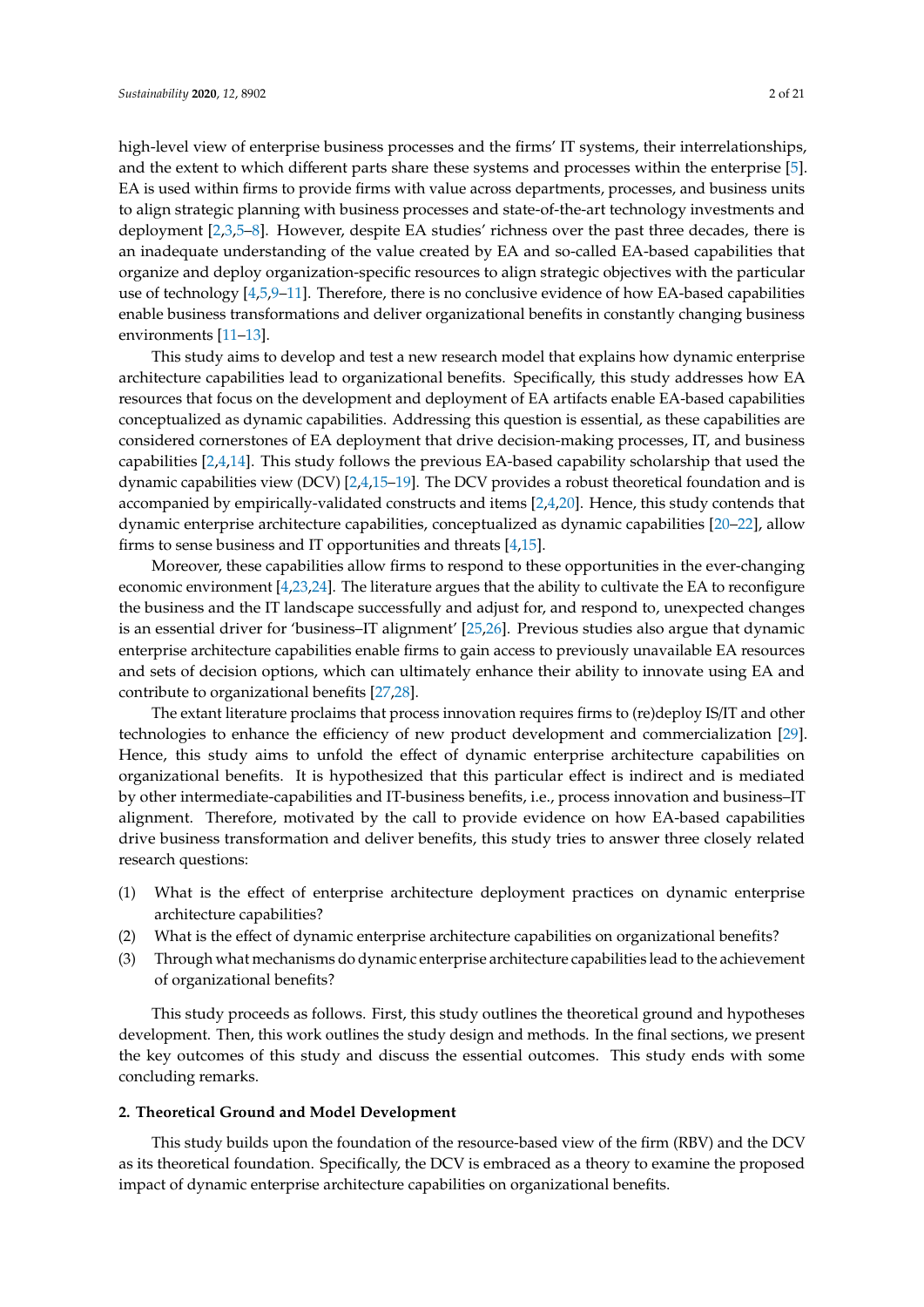high-level view of enterprise business processes and the firms' IT systems, their interrelationships, and the extent to which different parts share these systems and processes within the enterprise [5]. EA is used within firms to provide firms with value across departments, processes, and business units to align strategic planning with business processes and state-of-the-art technology investments and deployment [2,3,5–8]. However, despite EA studies' richness over the past three decades, there is an inadequate understanding of the value created by EA and so-called EA-based capabilities that organize and deploy organization-specific resources to align strategic objectives with the particular use of technology [4,5,9–11]. Therefore, there is no conclusive evidence of how EA-based capabilities enable business transformations and deliver organizational benefits in constantly changing business environments [11–13].

This study aims to develop and test a new research model that explains how dynamic enterprise architecture capabilities lead to organizational benefits. Specifically, this study addresses how EA resources that focus on the development and deployment of EA artifacts enable EA-based capabilities conceptualized as dynamic capabilities. Addressing this question is essential, as these capabilities are considered cornerstones of EA deployment that drive decision-making processes, IT, and business capabilities [2,4,14]. This study follows the previous EA-based capability scholarship that used the dynamic capabilities view (DCV) [2,4,15–19]. The DCV provides a robust theoretical foundation and is accompanied by empirically-validated constructs and items [2,4,20]. Hence, this study contends that dynamic enterprise architecture capabilities, conceptualized as dynamic capabilities [20–22], allow firms to sense business and IT opportunities and threats [4,15].

Moreover, these capabilities allow firms to respond to these opportunities in the ever-changing economic environment [4,23,24]. The literature argues that the ability to cultivate the EA to reconfigure the business and the IT landscape successfully and adjust for, and respond to, unexpected changes is an essential driver for 'business–IT alignment' [25,26]. Previous studies also argue that dynamic enterprise architecture capabilities enable firms to gain access to previously unavailable EA resources and sets of decision options, which can ultimately enhance their ability to innovate using EA and contribute to organizational benefits [27,28].

The extant literature proclaims that process innovation requires firms to (re)deploy IS/IT and other technologies to enhance the efficiency of new product development and commercialization [29]. Hence, this study aims to unfold the effect of dynamic enterprise architecture capabilities on organizational benefits. It is hypothesized that this particular effect is indirect and is mediated by other intermediate-capabilities and IT-business benefits, i.e., process innovation and business–IT alignment. Therefore, motivated by the call to provide evidence on how EA-based capabilities drive business transformation and deliver benefits, this study tries to answer three closely related research questions:

(1) What is the effect of enterprise architecture deployment practices on dynamic enterprise architecture capabilities?
(2) What is the effect of dynamic enterprise architecture capabilities on organizational benefits?
(3) Through what mechanisms do dynamic enterprise architecture capabilities lead to the achievement of organizational benefits?

This study proceeds as follows. First, this study outlines the theoretical ground and hypotheses development. Then, this work outlines the study design and methods. In the final sections, we present the key outcomes of this study and discuss the essential outcomes. This study ends with some concluding remarks.

## 2. Theoretical Ground and Model Development

This study builds upon the foundation of the resource-based view of the firm (RBV) and the DCV as its theoretical foundation. Specifically, the DCV is embraced as a theory to examine the proposed impact of dynamic enterprise architecture capabilities on organizational benefits.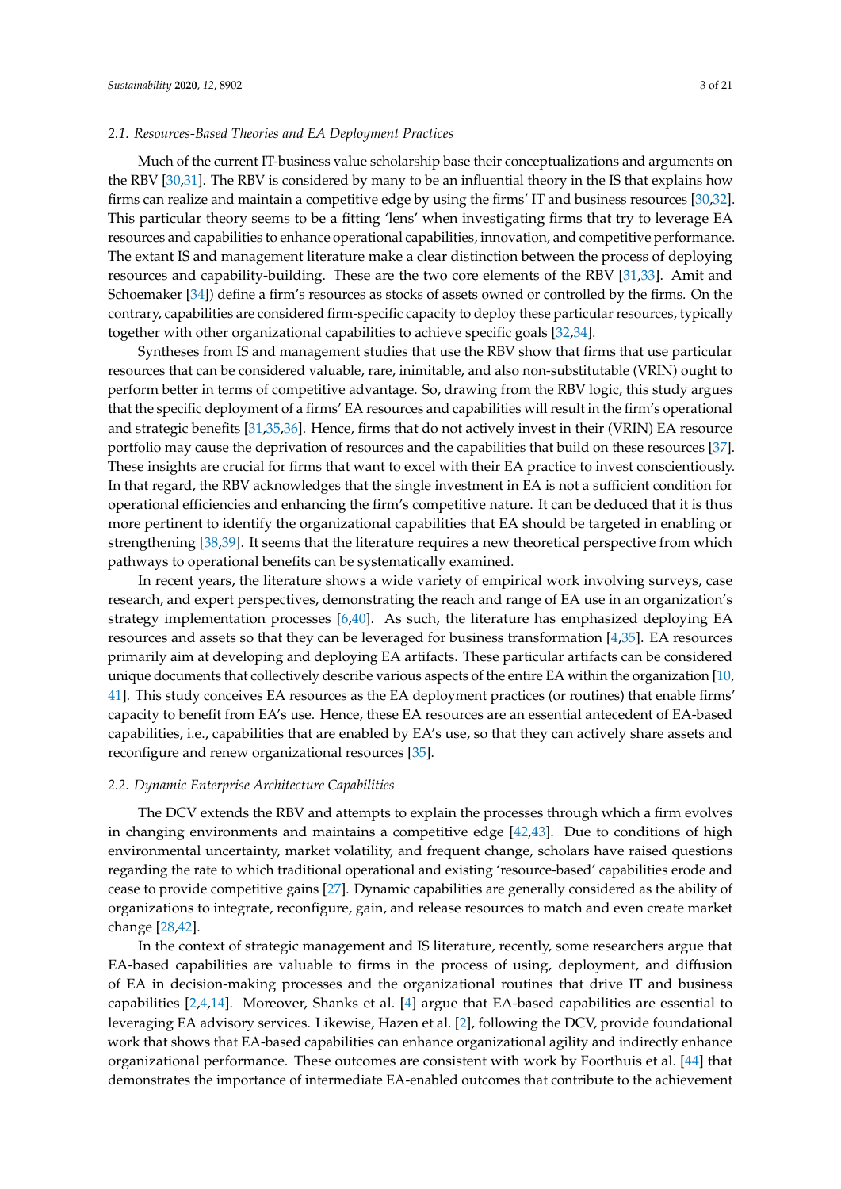### 2.1. Resources-Based Theories and EA Deployment Practices

Much of the current IT-business value scholarship base their conceptualizations and arguments on the RBV [30,31]. The RBV is considered by many to be an influential theory in the IS that explains how firms can realize and maintain a competitive edge by using the firms' IT and business resources [30,32]. This particular theory seems to be a fitting 'lens' when investigating firms that try to leverage EA resources and capabilities to enhance operational capabilities, innovation, and competitive performance. The extant IS and management literature make a clear distinction between the process of deploying resources and capability-building. These are the two core elements of the RBV [31,33]. Amit and Schoemaker [34]) define a firm's resources as stocks of assets owned or controlled by the firms. On the contrary, capabilities are considered firm-specific capacity to deploy these particular resources, typically together with other organizational capabilities to achieve specific goals [32,34].

Syntheses from IS and management studies that use the RBV show that firms that use particular resources that can be considered valuable, rare, inimitable, and also non-substitutable (VRIN) ought to perform better in terms of competitive advantage. So, drawing from the RBV logic, this study argues that the specific deployment of a firms' EA resources and capabilities will result in the firm's operational and strategic benefits [31,35,36]. Hence, firms that do not actively invest in their (VRIN) EA resource portfolio may cause the deprivation of resources and the capabilities that build on these resources [37]. These insights are crucial for firms that want to excel with their EA practice to invest conscientiously. In that regard, the RBV acknowledges that the single investment in EA is not a sufficient condition for operational efficiencies and enhancing the firm's competitive nature. It can be deduced that it is thus more pertinent to identify the organizational capabilities that EA should be targeted in enabling or strengthening [38,39]. It seems that the literature requires a new theoretical perspective from which pathways to operational benefits can be systematically examined.

In recent years, the literature shows a wide variety of empirical work involving surveys, case research, and expert perspectives, demonstrating the reach and range of EA use in an organization's strategy implementation processes [6,40]. As such, the literature has emphasized deploying EA resources and assets so that they can be leveraged for business transformation [4,35]. EA resources primarily aim at developing and deploying EA artifacts. These particular artifacts can be considered unique documents that collectively describe various aspects of the entire EA within the organization [10,41]. This study conceives EA resources as the EA deployment practices (or routines) that enable firms' capacity to benefit from EA's use. Hence, these EA resources are an essential antecedent of EA-based capabilities, i.e., capabilities that are enabled by EA's use, so that they can actively share assets and reconfigure and renew organizational resources [35].

### 2.2. Dynamic Enterprise Architecture Capabilities

The DCV extends the RBV and attempts to explain the processes through which a firm evolves in changing environments and maintains a competitive edge [42,43]. Due to conditions of high environmental uncertainty, market volatility, and frequent change, scholars have raised questions regarding the rate to which traditional operational and existing 'resource-based' capabilities erode and cease to provide competitive gains [27]. Dynamic capabilities are generally considered as the ability of organizations to integrate, reconfigure, gain, and release resources to match and even create market change [28,42].

In the context of strategic management and IS literature, recently, some researchers argue that EA-based capabilities are valuable to firms in the process of using, deployment, and diffusion of EA in decision-making processes and the organizational routines that drive IT and business capabilities [2,4,14]. Moreover, Shanks et al. [4] argue that EA-based capabilities are essential to leveraging EA advisory services. Likewise, Hazen et al. [2], following the DCV, provide foundational work that shows that EA-based capabilities can enhance organizational agility and indirectly enhance organizational performance. These outcomes are consistent with work by Foorthuis et al. [44] that demonstrates the importance of intermediate EA-enabled outcomes that contribute to the achievement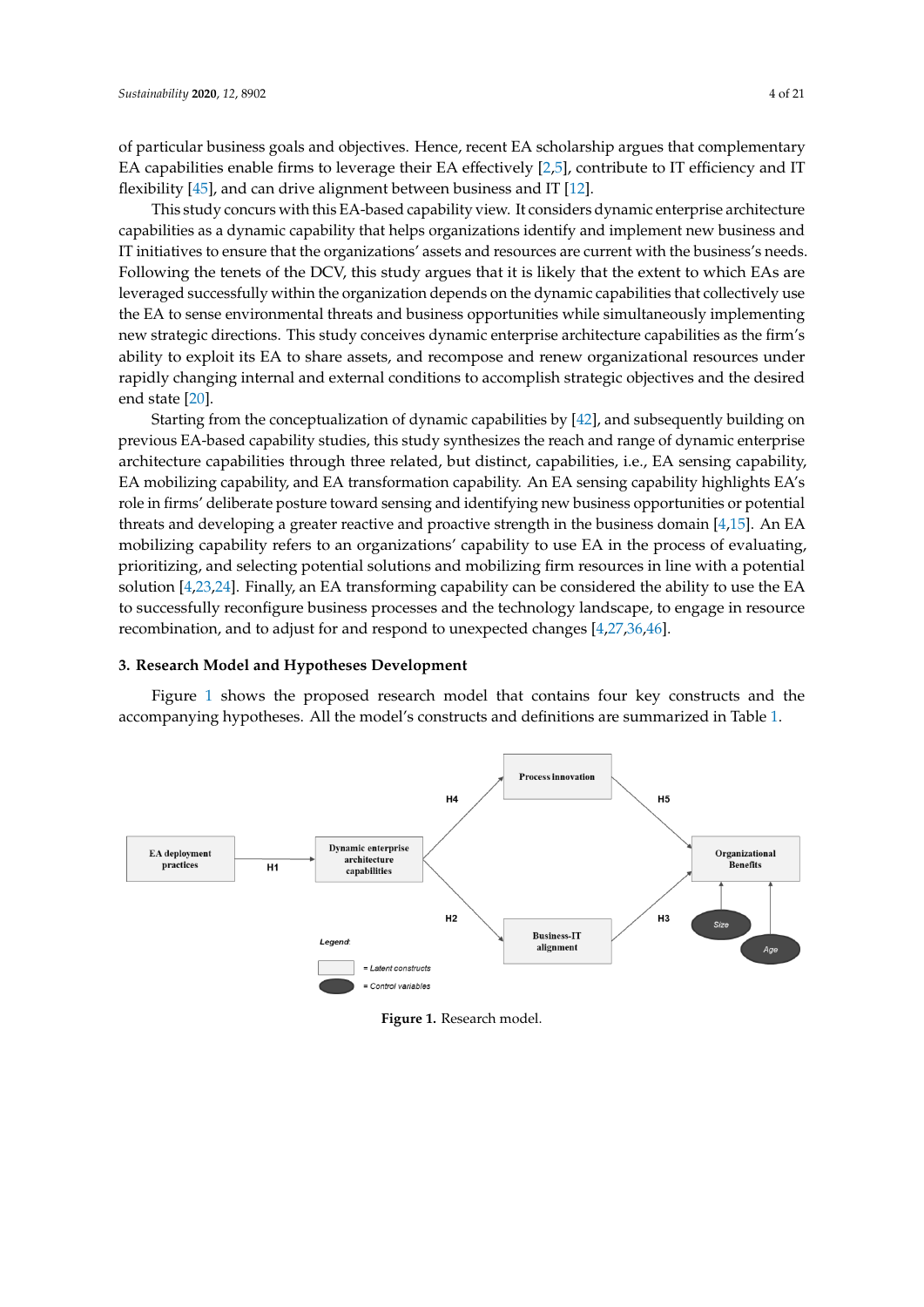of particular business goals and objectives. Hence, recent EA scholarship argues that complementary EA capabilities enable firms to leverage their EA effectively [2,5], contribute to IT efficiency and IT flexibility [45], and can drive alignment between business and IT [12].

This study concurs with this EA-based capability view. It considers dynamic enterprise architecture capabilities as a dynamic capability that helps organizations identify and implement new business and IT initiatives to ensure that the organizations' assets and resources are current with the business's needs. Following the tenets of the DCV, this study argues that it is likely that the extent to which EAs are leveraged successfully within the organization depends on the dynamic capabilities that collectively use the EA to sense environmental threats and business opportunities while simultaneously implementing new strategic directions. This study conceives dynamic enterprise architecture capabilities as the firm's ability to exploit its EA to share assets, and recompose and renew organizational resources under rapidly changing internal and external conditions to accomplish strategic objectives and the desired end state [20].

Starting from the conceptualization of dynamic capabilities by [42], and subsequently building on previous EA-based capability studies, this study synthesizes the reach and range of dynamic enterprise architecture capabilities through three related, but distinct, capabilities, i.e., EA sensing capability, EA mobilizing capability, and EA transformation capability. An EA sensing capability highlights EA's role in firms' deliberate posture toward sensing and identifying new business opportunities or potential threats and developing a greater reactive and proactive strength in the business domain [4,15]. An EA mobilizing capability refers to an organizations' capability to use EA in the process of evaluating, prioritizing, and selecting potential solutions and mobilizing firm resources in line with a potential solution [4,23,24]. Finally, an EA transforming capability can be considered the ability to use the EA to successfully reconfigure business processes and the technology landscape, to engage in resource recombination, and to adjust for and respond to unexpected changes [4,27,36,46].

## 3. Research Model and Hypotheses Development

Figure 1 shows the proposed research model that contains four key constructs and the accompanying hypotheses. All the model's constructs and definitions are summarized in Table 1.

EA deployment practices → (H1) → Dynamic enterprise architecture capabilities → (H4) → Process innovation → (H5) → Organizational Benefits

Dynamic enterprise architecture capabilities → (H2) → Business-IT alignment → (H3) → Organizational Benefits

Size, Age → Organizational Benefits

Legend: = Latent constructs; = Control variables

**Figure 1.** Research model.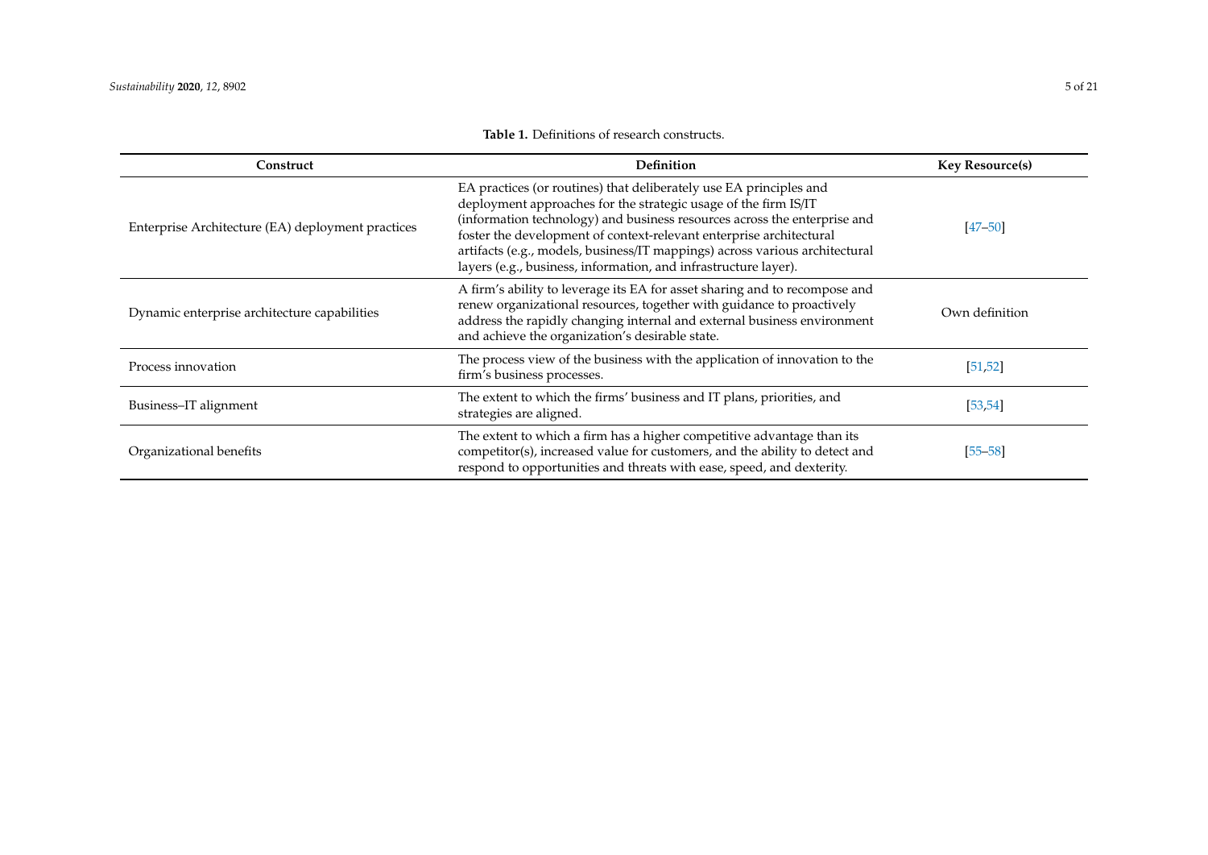**Table 1.** Definitions of research constructs.

| Construct | Definition | Key Resource(s) |
| --- | --- | --- |
| Enterprise Architecture (EA) deployment practices | EA practices (or routines) that deliberately use EA principles and deployment approaches for the strategic usage of the firm IS/IT (information technology) and business resources across the enterprise and foster the development of context-relevant enterprise architectural artifacts (e.g., models, business/IT mappings) across various architectural layers (e.g., business, information, and infrastructure layer). | [47–50] |
| Dynamic enterprise architecture capabilities | A firm's ability to leverage its EA for asset sharing and to recompose and renew organizational resources, together with guidance to proactively address the rapidly changing internal and external business environment and achieve the organization's desirable state. | Own definition |
| Process innovation | The process view of the business with the application of innovation to the firm's business processes. | [51,52] |
| Business–IT alignment | The extent to which the firms' business and IT plans, priorities, and strategies are aligned. | [53,54] |
| Organizational benefits | The extent to which a firm has a higher competitive advantage than its competitor(s), increased value for customers, and the ability to detect and respond to opportunities and threats with ease, speed, and dexterity. | [55–58] |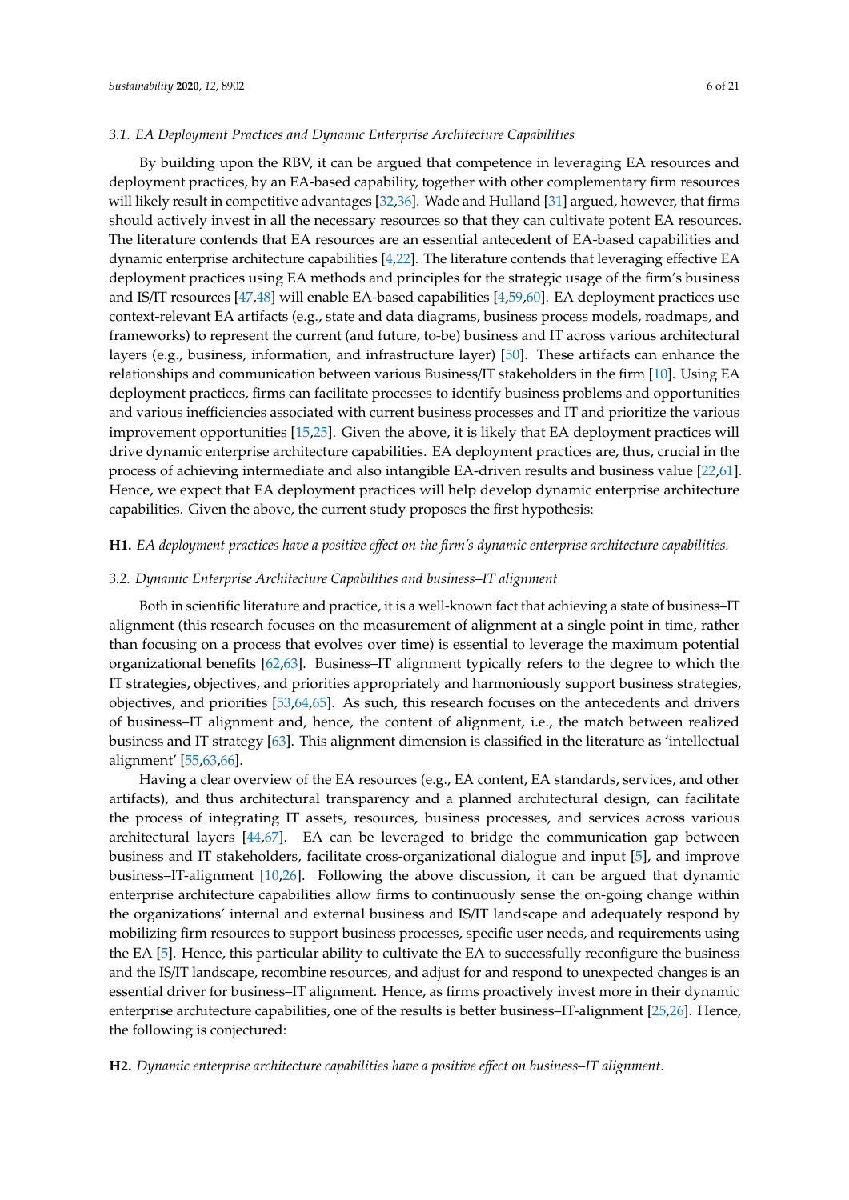### 3.1. EA Deployment Practices and Dynamic Enterprise Architecture Capabilities

By building upon the RBV, it can be argued that competence in leveraging EA resources and deployment practices, by an EA-based capability, together with other complementary firm resources will likely result in competitive advantages [32,36]. Wade and Hulland [31] argued, however, that firms should actively invest in all the necessary resources so that they can cultivate potent EA resources. The literature contends that EA resources are an essential antecedent of EA-based capabilities and dynamic enterprise architecture capabilities [4,22]. The literature contends that leveraging effective EA deployment practices using EA methods and principles for the strategic usage of the firm's business and IS/IT resources [47,48] will enable EA-based capabilities [4,59,60]. EA deployment practices use context-relevant EA artifacts (e.g., state and data diagrams, business process models, roadmaps, and frameworks) to represent the current (and future, to-be) business and IT across various architectural layers (e.g., business, information, and infrastructure layer) [50]. These artifacts can enhance the relationships and communication between various Business/IT stakeholders in the firm [10]. Using EA deployment practices, firms can facilitate processes to identify business problems and opportunities and various inefficiencies associated with current business processes and IT and prioritize the various improvement opportunities [15,25]. Given the above, it is likely that EA deployment practices will drive dynamic enterprise architecture capabilities. EA deployment practices are, thus, crucial in the process of achieving intermediate and also intangible EA-driven results and business value [22,61]. Hence, we expect that EA deployment practices will help develop dynamic enterprise architecture capabilities. Given the above, the current study proposes the first hypothesis:

**H1.** *EA deployment practices have a positive effect on the firm's dynamic enterprise architecture capabilities.*

### 3.2. Dynamic Enterprise Architecture Capabilities and business–IT alignment

Both in scientific literature and practice, it is a well-known fact that achieving a state of business–IT alignment (this research focuses on the measurement of alignment at a single point in time, rather than focusing on a process that evolves over time) is essential to leverage the maximum potential organizational benefits [62,63]. Business–IT alignment typically refers to the degree to which the IT strategies, objectives, and priorities appropriately and harmoniously support business strategies, objectives, and priorities [53,64,65]. As such, this research focuses on the antecedents and drivers of business–IT alignment and, hence, the content of alignment, i.e., the match between realized business and IT strategy [63]. This alignment dimension is classified in the literature as 'intellectual alignment' [55,63,66].

Having a clear overview of the EA resources (e.g., EA content, EA standards, services, and other artifacts), and thus architectural transparency and a planned architectural design, can facilitate the process of integrating IT assets, resources, business processes, and services across various architectural layers [44,67]. EA can be leveraged to bridge the communication gap between business and IT stakeholders, facilitate cross-organizational dialogue and input [5], and improve business–IT-alignment [10,26]. Following the above discussion, it can be argued that dynamic enterprise architecture capabilities allow firms to continuously sense the on-going change within the organizations' internal and external business and IS/IT landscape and adequately respond by mobilizing firm resources to support business processes, specific user needs, and requirements using the EA [5]. Hence, this particular ability to cultivate the EA to successfully reconfigure the business and the IS/IT landscape, recombine resources, and adjust for and respond to unexpected changes is an essential driver for business–IT alignment. Hence, as firms proactively invest more in their dynamic enterprise architecture capabilities, one of the results is better business–IT-alignment [25,26]. Hence, the following is conjectured:

**H2.** *Dynamic enterprise architecture capabilities have a positive effect on business–IT alignment.*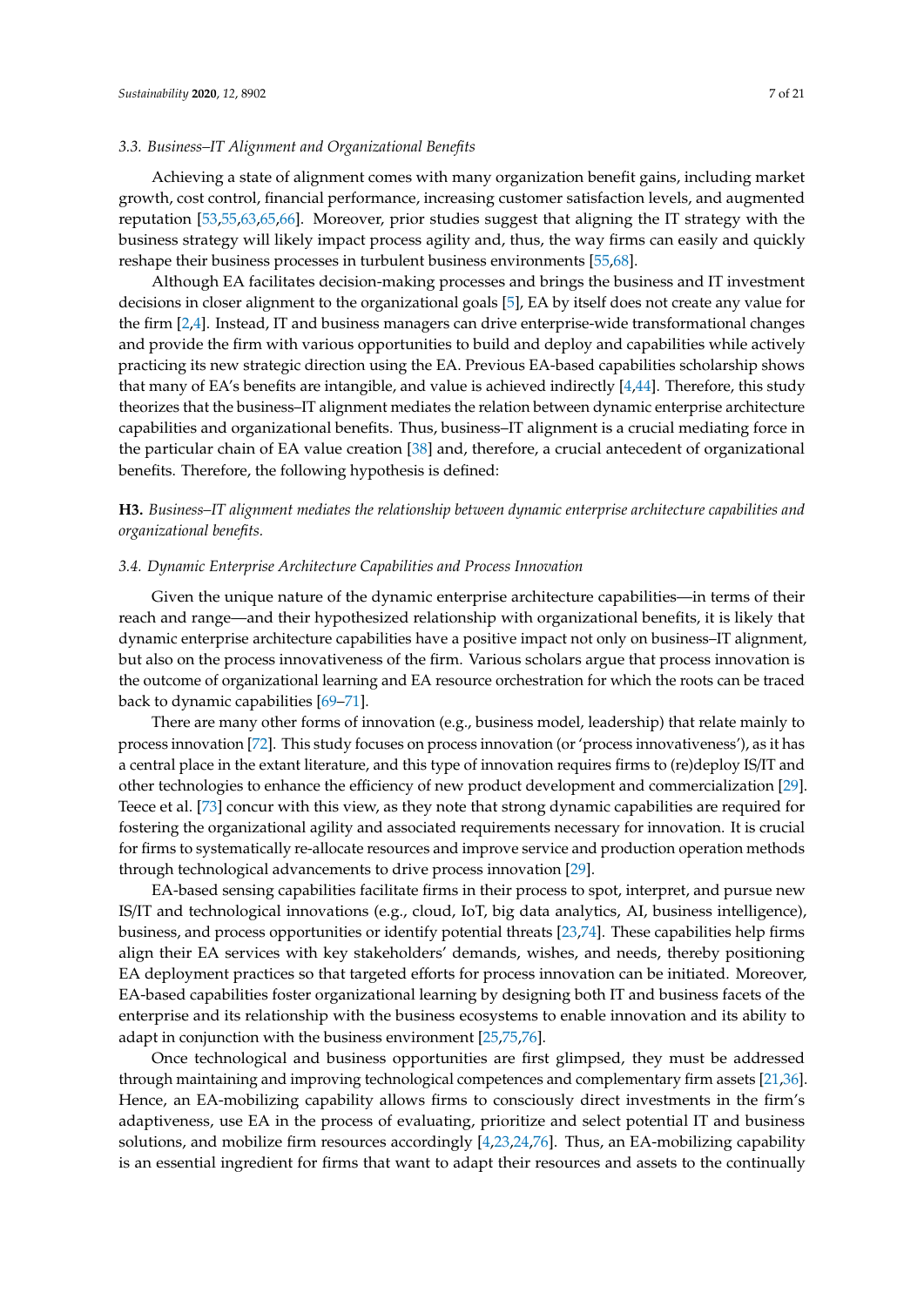### 3.3. Business–IT Alignment and Organizational Benefits

Achieving a state of alignment comes with many organization benefit gains, including market growth, cost control, financial performance, increasing customer satisfaction levels, and augmented reputation [53,55,63,65,66]. Moreover, prior studies suggest that aligning the IT strategy with the business strategy will likely impact process agility and, thus, the way firms can easily and quickly reshape their business processes in turbulent business environments [55,68].

Although EA facilitates decision-making processes and brings the business and IT investment decisions in closer alignment to the organizational goals [5], EA by itself does not create any value for the firm [2,4]. Instead, IT and business managers can drive enterprise-wide transformational changes and provide the firm with various opportunities to build and deploy and capabilities while actively practicing its new strategic direction using the EA. Previous EA-based capabilities scholarship shows that many of EA's benefits are intangible, and value is achieved indirectly [4,44]. Therefore, this study theorizes that the business–IT alignment mediates the relation between dynamic enterprise architecture capabilities and organizational benefits. Thus, business–IT alignment is a crucial mediating force in the particular chain of EA value creation [38] and, therefore, a crucial antecedent of organizational benefits. Therefore, the following hypothesis is defined:

**H3.** *Business–IT alignment mediates the relationship between dynamic enterprise architecture capabilities and organizational benefits.*

### 3.4. Dynamic Enterprise Architecture Capabilities and Process Innovation

Given the unique nature of the dynamic enterprise architecture capabilities—in terms of their reach and range—and their hypothesized relationship with organizational benefits, it is likely that dynamic enterprise architecture capabilities have a positive impact not only on business–IT alignment, but also on the process innovativeness of the firm. Various scholars argue that process innovation is the outcome of organizational learning and EA resource orchestration for which the roots can be traced back to dynamic capabilities [69–71].

There are many other forms of innovation (e.g., business model, leadership) that relate mainly to process innovation [72]. This study focuses on process innovation (or 'process innovativeness'), as it has a central place in the extant literature, and this type of innovation requires firms to (re)deploy IS/IT and other technologies to enhance the efficiency of new product development and commercialization [29]. Teece et al. [73] concur with this view, as they note that strong dynamic capabilities are required for fostering the organizational agility and associated requirements necessary for innovation. It is crucial for firms to systematically re-allocate resources and improve service and production operation methods through technological advancements to drive process innovation [29].

EA-based sensing capabilities facilitate firms in their process to spot, interpret, and pursue new IS/IT and technological innovations (e.g., cloud, IoT, big data analytics, AI, business intelligence), business, and process opportunities or identify potential threats [23,74]. These capabilities help firms align their EA services with key stakeholders' demands, wishes, and needs, thereby positioning EA deployment practices so that targeted efforts for process innovation can be initiated. Moreover, EA-based capabilities foster organizational learning by designing both IT and business facets of the enterprise and its relationship with the business ecosystems to enable innovation and its ability to adapt in conjunction with the business environment [25,75,76].

Once technological and business opportunities are first glimpsed, they must be addressed through maintaining and improving technological competences and complementary firm assets [21,36]. Hence, an EA-mobilizing capability allows firms to consciously direct investments in the firm's adaptiveness, use EA in the process of evaluating, prioritize and select potential IT and business solutions, and mobilize firm resources accordingly [4,23,24,76]. Thus, an EA-mobilizing capability is an essential ingredient for firms that want to adapt their resources and assets to the continually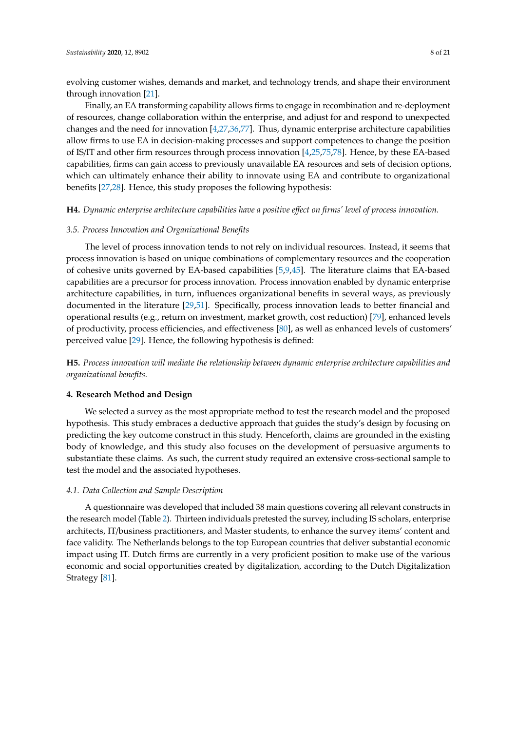evolving customer wishes, demands and market, and technology trends, and shape their environment through innovation [21].

Finally, an EA transforming capability allows firms to engage in recombination and re-deployment of resources, change collaboration within the enterprise, and adjust for and respond to unexpected changes and the need for innovation [4,27,36,77]. Thus, dynamic enterprise architecture capabilities allow firms to use EA in decision-making processes and support competences to change the position of IS/IT and other firm resources through process innovation [4,25,75,78]. Hence, by these EA-based capabilities, firms can gain access to previously unavailable EA resources and sets of decision options, which can ultimately enhance their ability to innovate using EA and contribute to organizational benefits [27,28]. Hence, this study proposes the following hypothesis:

**H4.** *Dynamic enterprise architecture capabilities have a positive effect on firms' level of process innovation.*

### 3.5. Process Innovation and Organizational Benefits

The level of process innovation tends to not rely on individual resources. Instead, it seems that process innovation is based on unique combinations of complementary resources and the cooperation of cohesive units governed by EA-based capabilities [5,9,45]. The literature claims that EA-based capabilities are a precursor for process innovation. Process innovation enabled by dynamic enterprise architecture capabilities, in turn, influences organizational benefits in several ways, as previously documented in the literature [29,51]. Specifically, process innovation leads to better financial and operational results (e.g., return on investment, market growth, cost reduction) [79], enhanced levels of productivity, process efficiencies, and effectiveness [80], as well as enhanced levels of customers' perceived value [29]. Hence, the following hypothesis is defined:

**H5.** *Process innovation will mediate the relationship between dynamic enterprise architecture capabilities and organizational benefits.*

## 4. Research Method and Design

We selected a survey as the most appropriate method to test the research model and the proposed hypothesis. This study embraces a deductive approach that guides the study's design by focusing on predicting the key outcome construct in this study. Henceforth, claims are grounded in the existing body of knowledge, and this study also focuses on the development of persuasive arguments to substantiate these claims. As such, the current study required an extensive cross-sectional sample to test the model and the associated hypotheses.

### 4.1. Data Collection and Sample Description

A questionnaire was developed that included 38 main questions covering all relevant constructs in the research model (Table 2). Thirteen individuals pretested the survey, including IS scholars, enterprise architects, IT/business practitioners, and Master students, to enhance the survey items' content and face validity. The Netherlands belongs to the top European countries that deliver substantial economic impact using IT. Dutch firms are currently in a very proficient position to make use of the various economic and social opportunities created by digitalization, according to the Dutch Digitalization Strategy [81].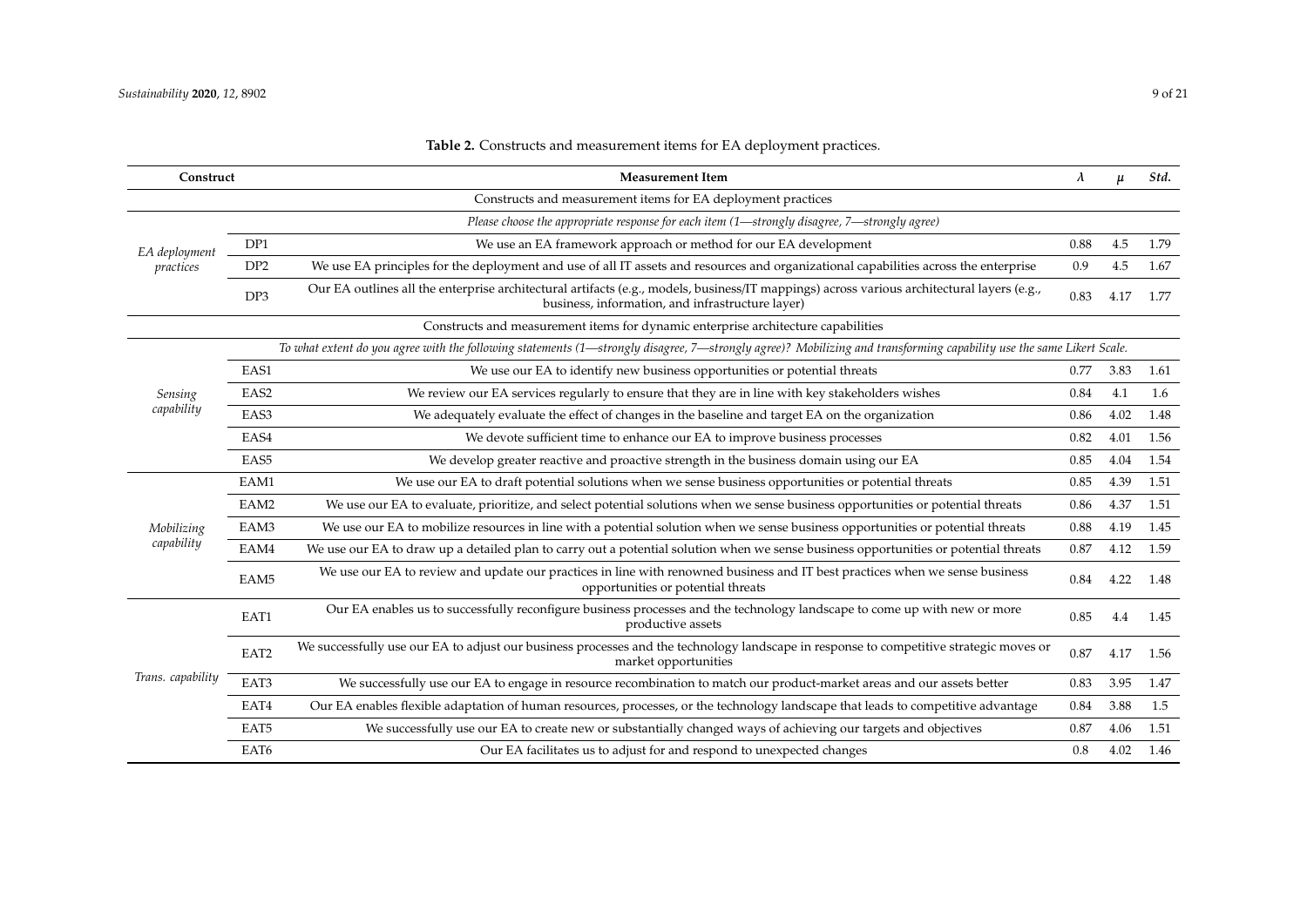**Table 2.** Constructs and measurement items for EA deployment practices.

| Construct | | Measurement Item | $\lambda$ | $\mu$ | *Std.* |
|---|---|---|---|---|---|
| | | Constructs and measurement items for EA deployment practices | | | |
| | | *Please choose the appropriate response for each item (1—strongly disagree, 7—strongly agree)* | | | |
| *EA deployment practices* | DP1 | We use an EA framework approach or method for our EA development | 0.88 | 4.5 | 1.79 |
| | DP2 | We use EA principles for the deployment and use of all IT assets and resources and organizational capabilities across the enterprise | 0.9 | 4.5 | 1.67 |
| | DP3 | Our EA outlines all the enterprise architectural artifacts (e.g., models, business/IT mappings) across various architectural layers (e.g., business, information, and infrastructure layer) | 0.83 | 4.17 | 1.77 |
| | | Constructs and measurement items for dynamic enterprise architecture capabilities | | | |
| | | *To what extent do you agree with the following statements (1—strongly disagree, 7—strongly agree)? Mobilizing and transforming capability use the same Likert Scale.* | | | |
| *Sensing capability* | EAS1 | We use our EA to identify new business opportunities or potential threats | 0.77 | 3.83 | 1.61 |
| | EAS2 | We review our EA services regularly to ensure that they are in line with key stakeholders wishes | 0.84 | 4.1 | 1.6 |
| | EAS3 | We adequately evaluate the effect of changes in the baseline and target EA on the organization | 0.86 | 4.02 | 1.48 |
| | EAS4 | We devote sufficient time to enhance our EA to improve business processes | 0.82 | 4.01 | 1.56 |
| | EAS5 | We develop greater reactive and proactive strength in the business domain using our EA | 0.85 | 4.04 | 1.54 |
| *Mobilizing capability* | EAM1 | We use our EA to draft potential solutions when we sense business opportunities or potential threats | 0.85 | 4.39 | 1.51 |
| | EAM2 | We use our EA to evaluate, prioritize, and select potential solutions when we sense business opportunities or potential threats | 0.86 | 4.37 | 1.51 |
| | EAM3 | We use our EA to mobilize resources in line with a potential solution when we sense business opportunities or potential threats | 0.88 | 4.19 | 1.45 |
| | EAM4 | We use our EA to draw up a detailed plan to carry out a potential solution when we sense business opportunities or potential threats | 0.87 | 4.12 | 1.59 |
| | EAM5 | We use our EA to review and update our practices in line with renowned business and IT best practices when we sense business opportunities or potential threats | 0.84 | 4.22 | 1.48 |
| *Trans. capability* | EAT1 | Our EA enables us to successfully reconfigure business processes and the technology landscape to come up with new or more productive assets | 0.85 | 4.4 | 1.45 |
| | EAT2 | We successfully use our EA to adjust our business processes and the technology landscape in response to competitive strategic moves or market opportunities | 0.87 | 4.17 | 1.56 |
| | EAT3 | We successfully use our EA to engage in resource recombination to match our product-market areas and our assets better | 0.83 | 3.95 | 1.47 |
| | EAT4 | Our EA enables flexible adaptation of human resources, processes, or the technology landscape that leads to competitive advantage | 0.84 | 3.88 | 1.5 |
| | EAT5 | We successfully use our EA to create new or substantially changed ways of achieving our targets and objectives | 0.87 | 4.06 | 1.51 |
| | EAT6 | Our EA facilitates us to adjust for and respond to unexpected changes | 0.8 | 4.02 | 1.46 |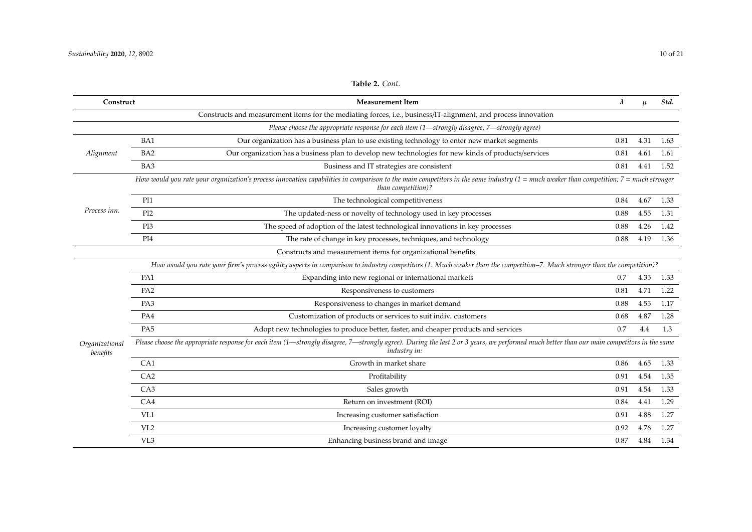**Table 2.** *Cont.*

| Construct | | Measurement Item | *λ* | *μ* | *Std.* |
|---|---|---|---|---|---|
| | | Constructs and measurement items for the mediating forces, i.e., business/IT-alignment, and process innovation | | | |
| | | *Please choose the appropriate response for each item (1—strongly disagree, 7—strongly agree)* | | | |
| *Alignment* | BA1 | Our organization has a business plan to use existing technology to enter new market segments | 0.81 | 4.31 | 1.63 |
| | BA2 | Our organization has a business plan to develop new technologies for new kinds of products/services | 0.81 | 4.61 | 1.61 |
| | BA3 | Business and IT strategies are consistent | 0.81 | 4.41 | 1.52 |
| *Process inn.* | | *How would you rate your organization's process innovation capabilities in comparison to the main competitors in the same industry (1 = much weaker than competition; 7 = much stronger than competition)?* | | | |
| | PI1 | The technological competitiveness | 0.84 | 4.67 | 1.33 |
| | PI2 | The updated-ness or novelty of technology used in key processes | 0.88 | 4.55 | 1.31 |
| | PI3 | The speed of adoption of the latest technological innovations in key processes | 0.88 | 4.26 | 1.42 |
| | PI4 | The rate of change in key processes, techniques, and technology | 0.88 | 4.19 | 1.36 |
| | | Constructs and measurement items for organizational benefits | | | |
| *Organizational benefits* | | *How would you rate your firm's process agility aspects in comparison to industry competitors (1. Much weaker than the competition–7. Much stronger than the competition)?* | | | |
| | PA1 | Expanding into new regional or international markets | 0.7 | 4.35 | 1.33 |
| | PA2 | Responsiveness to customers | 0.81 | 4.71 | 1.22 |
| | PA3 | Responsiveness to changes in market demand | 0.88 | 4.55 | 1.17 |
| | PA4 | Customization of products or services to suit indiv. customers | 0.68 | 4.87 | 1.28 |
| | PA5 | Adopt new technologies to produce better, faster, and cheaper products and services | 0.7 | 4.4 | 1.3 |
| | | *Please choose the appropriate response for each item (1—strongly disagree, 7—strongly agree). During the last 2 or 3 years, we performed much better than our main competitors in the same industry in:* | | | |
| | CA1 | Growth in market share | 0.86 | 4.65 | 1.33 |
| | CA2 | Profitability | 0.91 | 4.54 | 1.35 |
| | CA3 | Sales growth | 0.91 | 4.54 | 1.33 |
| | CA4 | Return on investment (ROI) | 0.84 | 4.41 | 1.29 |
| | VL1 | Increasing customer satisfaction | 0.91 | 4.88 | 1.27 |
| | VL2 | Increasing customer loyalty | 0.92 | 4.76 | 1.27 |
| | VL3 | Enhancing business brand and image | 0.87 | 4.84 | 1.34 |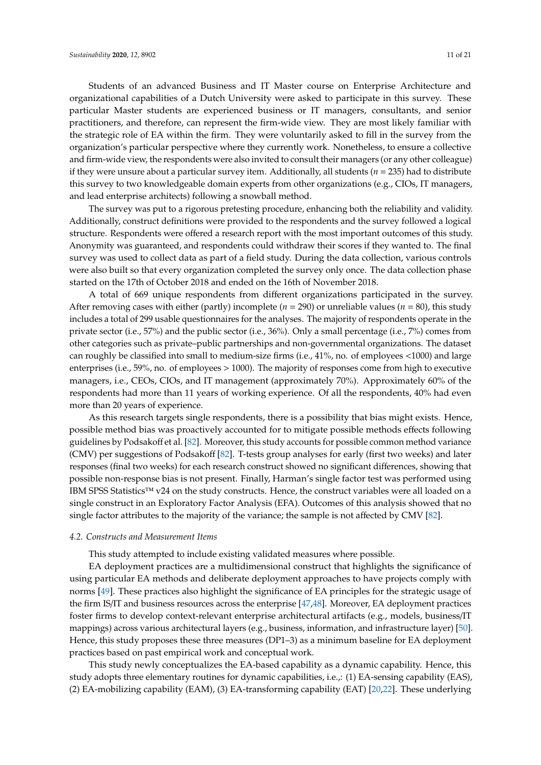Students of an advanced Business and IT Master course on Enterprise Architecture and organizational capabilities of a Dutch University were asked to participate in this survey. These particular Master students are experienced business or IT managers, consultants, and senior practitioners, and therefore, can represent the firm-wide view. They are most likely familiar with the strategic role of EA within the firm. They were voluntarily asked to fill in the survey from the organization's particular perspective where they currently work. Nonetheless, to ensure a collective and firm-wide view, the respondents were also invited to consult their managers (or any other colleague) if they were unsure about a particular survey item. Additionally, all students ($n$ = 235) had to distribute this survey to two knowledgeable domain experts from other organizations (e.g., CIOs, IT managers, and lead enterprise architects) following a snowball method.

The survey was put to a rigorous pretesting procedure, enhancing both the reliability and validity. Additionally, construct definitions were provided to the respondents and the survey followed a logical structure. Respondents were offered a research report with the most important outcomes of this study. Anonymity was guaranteed, and respondents could withdraw their scores if they wanted to. The final survey was used to collect data as part of a field study. During the data collection, various controls were also built so that every organization completed the survey only once. The data collection phase started on the 17th of October 2018 and ended on the 16th of November 2018.

A total of 669 unique respondents from different organizations participated in the survey. After removing cases with either (partly) incomplete ($n$ = 290) or unreliable values ($n$ = 80), this study includes a total of 299 usable questionnaires for the analyses. The majority of respondents operate in the private sector (i.e., 57%) and the public sector (i.e., 36%). Only a small percentage (i.e., 7%) comes from other categories such as private–public partnerships and non-governmental organizations. The dataset can roughly be classified into small to medium-size firms (i.e., 41%, no. of employees <1000) and large enterprises (i.e., 59%, no. of employees > 1000). The majority of responses come from high to executive managers, i.e., CEOs, CIOs, and IT management (approximately 70%). Approximately 60% of the respondents had more than 11 years of working experience. Of all the respondents, 40% had even more than 20 years of experience.

As this research targets single respondents, there is a possibility that bias might exists. Hence, possible method bias was proactively accounted for to mitigate possible methods effects following guidelines by Podsakoff et al. [82]. Moreover, this study accounts for possible common method variance (CMV) per suggestions of Podsakoff [82]. T-tests group analyses for early (first two weeks) and later responses (final two weeks) for each research construct showed no significant differences, showing that possible non-response bias is not present. Finally, Harman's single factor test was performed using IBM SPSS Statistics™ v24 on the study constructs. Hence, the construct variables were all loaded on a single construct in an Exploratory Factor Analysis (EFA). Outcomes of this analysis showed that no single factor attributes to the majority of the variance; the sample is not affected by CMV [82].

### 4.2. Constructs and Measurement Items

This study attempted to include existing validated measures where possible.

EA deployment practices are a multidimensional construct that highlights the significance of using particular EA methods and deliberate deployment approaches to have projects comply with norms [49]. These practices also highlight the significance of EA principles for the strategic usage of the firm IS/IT and business resources across the enterprise [47,48]. Moreover, EA deployment practices foster firms to develop context-relevant enterprise architectural artifacts (e.g., models, business/IT mappings) across various architectural layers (e.g., business, information, and infrastructure layer) [50]. Hence, this study proposes these three measures (DP1–3) as a minimum baseline for EA deployment practices based on past empirical work and conceptual work.

This study newly conceptualizes the EA-based capability as a dynamic capability. Hence, this study adopts three elementary routines for dynamic capabilities, i.e.,: (1) EA-sensing capability (EAS), (2) EA-mobilizing capability (EAM), (3) EA-transforming capability (EAT) [20,22]. These underlying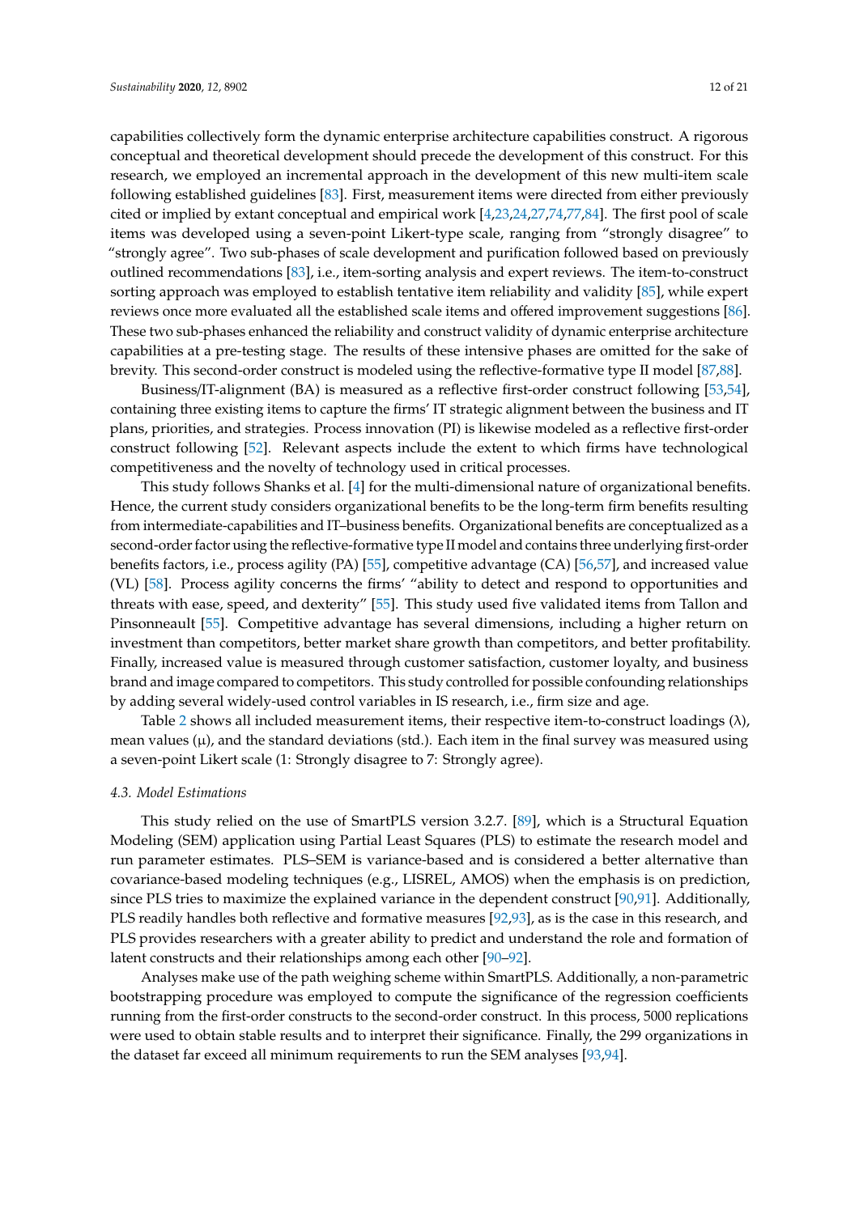capabilities collectively form the dynamic enterprise architecture capabilities construct. A rigorous conceptual and theoretical development should precede the development of this construct. For this research, we employed an incremental approach in the development of this new multi-item scale following established guidelines [83]. First, measurement items were directed from either previously cited or implied by extant conceptual and empirical work [4,23,24,27,74,77,84]. The first pool of scale items was developed using a seven-point Likert-type scale, ranging from "strongly disagree" to "strongly agree". Two sub-phases of scale development and purification followed based on previously outlined recommendations [83], i.e., item-sorting analysis and expert reviews. The item-to-construct sorting approach was employed to establish tentative item reliability and validity [85], while expert reviews once more evaluated all the established scale items and offered improvement suggestions [86]. These two sub-phases enhanced the reliability and construct validity of dynamic enterprise architecture capabilities at a pre-testing stage. The results of these intensive phases are omitted for the sake of brevity. This second-order construct is modeled using the reflective-formative type II model [87,88].

Business/IT-alignment (BA) is measured as a reflective first-order construct following [53,54], containing three existing items to capture the firms' IT strategic alignment between the business and IT plans, priorities, and strategies. Process innovation (PI) is likewise modeled as a reflective first-order construct following [52]. Relevant aspects include the extent to which firms have technological competitiveness and the novelty of technology used in critical processes.

This study follows Shanks et al. [4] for the multi-dimensional nature of organizational benefits. Hence, the current study considers organizational benefits to be the long-term firm benefits resulting from intermediate-capabilities and IT–business benefits. Organizational benefits are conceptualized as a second-order factor using the reflective-formative type II model and contains three underlying first-order benefits factors, i.e., process agility (PA) [55], competitive advantage (CA) [56,57], and increased value (VL) [58]. Process agility concerns the firms' "ability to detect and respond to opportunities and threats with ease, speed, and dexterity" [55]. This study used five validated items from Tallon and Pinsonneault [55]. Competitive advantage has several dimensions, including a higher return on investment than competitors, better market share growth than competitors, and better profitability. Finally, increased value is measured through customer satisfaction, customer loyalty, and business brand and image compared to competitors. This study controlled for possible confounding relationships by adding several widely-used control variables in IS research, i.e., firm size and age.

Table 2 shows all included measurement items, their respective item-to-construct loadings ($\lambda$), mean values ($\mu$), and the standard deviations (std.). Each item in the final survey was measured using a seven-point Likert scale (1: Strongly disagree to 7: Strongly agree).

### 4.3. Model Estimations

This study relied on the use of SmartPLS version 3.2.7. [89], which is a Structural Equation Modeling (SEM) application using Partial Least Squares (PLS) to estimate the research model and run parameter estimates. PLS–SEM is variance-based and is considered a better alternative than covariance-based modeling techniques (e.g., LISREL, AMOS) when the emphasis is on prediction, since PLS tries to maximize the explained variance in the dependent construct [90,91]. Additionally, PLS readily handles both reflective and formative measures [92,93], as is the case in this research, and PLS provides researchers with a greater ability to predict and understand the role and formation of latent constructs and their relationships among each other [90–92].

Analyses make use of the path weighing scheme within SmartPLS. Additionally, a non-parametric bootstrapping procedure was employed to compute the significance of the regression coefficients running from the first-order constructs to the second-order construct. In this process, 5000 replications were used to obtain stable results and to interpret their significance. Finally, the 299 organizations in the dataset far exceed all minimum requirements to run the SEM analyses [93,94].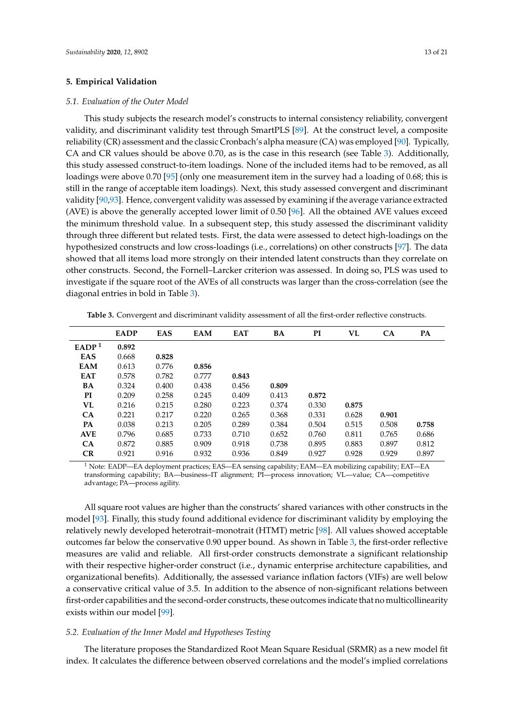## 5. Empirical Validation

### 5.1. Evaluation of the Outer Model

This study subjects the research model's constructs to internal consistency reliability, convergent validity, and discriminant validity test through SmartPLS [89]. At the construct level, a composite reliability (CR) assessment and the classic Cronbach's alpha measure (CA) was employed [90]. Typically, CA and CR values should be above 0.70, as is the case in this research (see Table 3). Additionally, this study assessed construct-to-item loadings. None of the included items had to be removed, as all loadings were above 0.70 [95] (only one measurement item in the survey had a loading of 0.68; this is still in the range of acceptable item loadings). Next, this study assessed convergent and discriminant validity [90,93]. Hence, convergent validity was assessed by examining if the average variance extracted (AVE) is above the generally accepted lower limit of 0.50 [96]. All the obtained AVE values exceed the minimum threshold value. In a subsequent step, this study assessed the discriminant validity through three different but related tests. First, the data were assessed to detect high-loadings on the hypothesized constructs and low cross-loadings (i.e., correlations) on other constructs [97]. The data showed that all items load more strongly on their intended latent constructs than they correlate on other constructs. Second, the Fornell–Larcker criterion was assessed. In doing so, PLS was used to investigate if the square root of the AVEs of all constructs was larger than the cross-correlation (see the diagonal entries in bold in Table 3).

**Table 3.** Convergent and discriminant validity assessment of all the first-order reflective constructs.

| | EADP | EAS | EAM | EAT | BA | PI | VL | CA | PA |
|---|---|---|---|---|---|---|---|---|---|
| **EADP** [1] | **0.892** | | | | | | | | |
| **EAS** | 0.668 | **0.828** | | | | | | | |
| **EAM** | 0.613 | 0.776 | **0.856** | | | | | | |
| **EAT** | 0.578 | 0.782 | 0.777 | **0.843** | | | | | |
| **BA** | 0.324 | 0.400 | 0.438 | 0.456 | **0.809** | | | | |
| **PI** | 0.209 | 0.258 | 0.245 | 0.409 | 0.413 | **0.872** | | | |
| **VL** | 0.216 | 0.215 | 0.280 | 0.223 | 0.374 | 0.330 | **0.875** | | |
| **CA** | 0.221 | 0.217 | 0.220 | 0.265 | 0.368 | 0.331 | 0.628 | **0.901** | |
| **PA** | 0.038 | 0.213 | 0.205 | 0.289 | 0.384 | 0.504 | 0.515 | 0.508 | **0.758** |
| **AVE** | 0.796 | 0.685 | 0.733 | 0.710 | 0.652 | 0.760 | 0.811 | 0.765 | 0.686 |
| **CA** | 0.872 | 0.885 | 0.909 | 0.918 | 0.738 | 0.895 | 0.883 | 0.897 | 0.812 |
| **CR** | 0.921 | 0.916 | 0.932 | 0.936 | 0.849 | 0.927 | 0.928 | 0.929 | 0.897 |

[1] Note: EADP—EA deployment practices; EAS—EA sensing capability; EAM—EA mobilizing capability; EAT—EA transforming capability; BA—business–IT alignment; PI—process innovation; VL—value; CA—competitive advantage; PA—process agility.

All square root values are higher than the constructs' shared variances with other constructs in the model [93]. Finally, this study found additional evidence for discriminant validity by employing the relatively newly developed heterotrait–monotrait (HTMT) metric [98]. All values showed acceptable outcomes far below the conservative 0.90 upper bound. As shown in Table 3, the first-order reflective measures are valid and reliable. All first-order constructs demonstrate a significant relationship with their respective higher-order construct (i.e., dynamic enterprise architecture capabilities, and organizational benefits). Additionally, the assessed variance inflation factors (VIFs) are well below a conservative critical value of 3.5. In addition to the absence of non-significant relations between first-order capabilities and the second-order constructs, these outcomes indicate that no multicollinearity exists within our model [99].

### 5.2. Evaluation of the Inner Model and Hypotheses Testing

The literature proposes the Standardized Root Mean Square Residual (SRMR) as a new model fit index. It calculates the difference between observed correlations and the model's implied correlations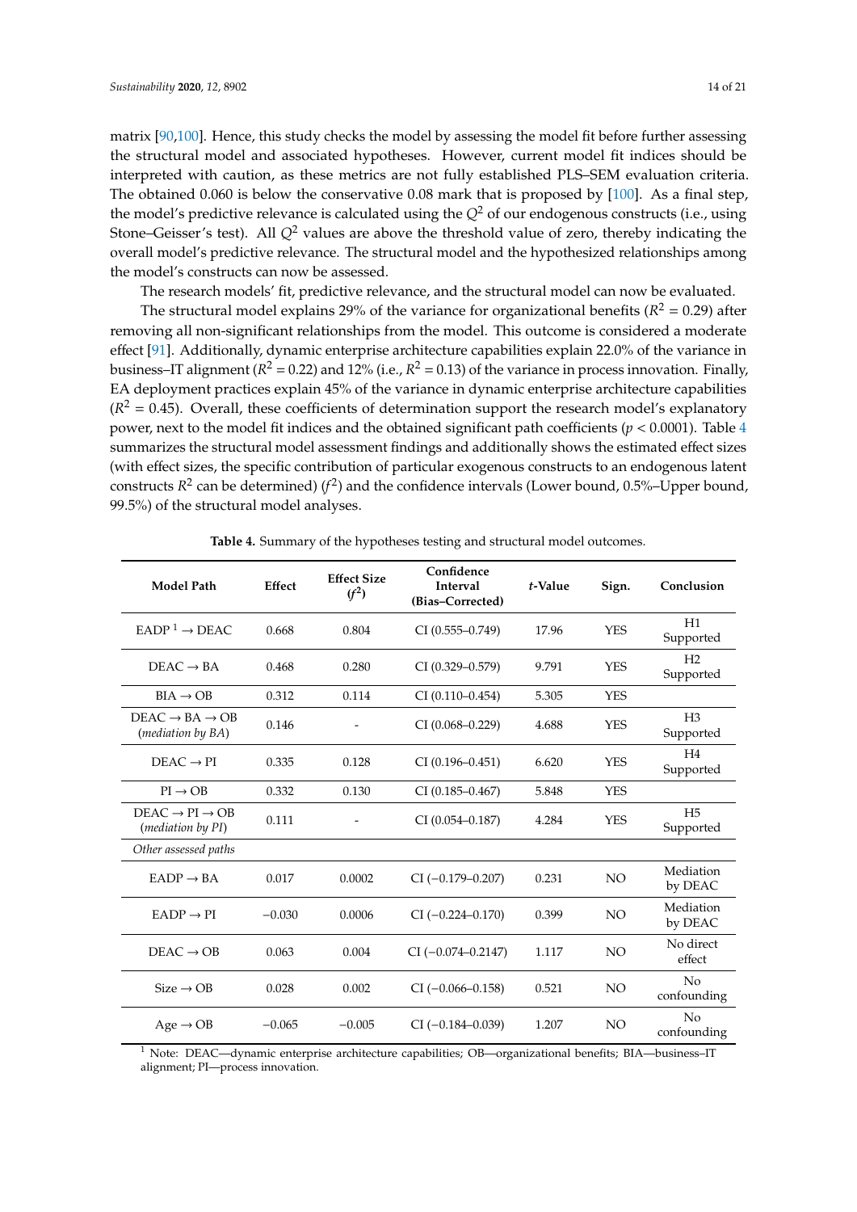matrix [90,100]. Hence, this study checks the model by assessing the model fit before further assessing the structural model and associated hypotheses. However, current model fit indices should be interpreted with caution, as these metrics are not fully established PLS–SEM evaluation criteria. The obtained 0.060 is below the conservative 0.08 mark that is proposed by [100]. As a final step, the model's predictive relevance is calculated using the $Q^2$ of our endogenous constructs (i.e., using Stone–Geisser's test). All $Q^2$ values are above the threshold value of zero, thereby indicating the overall model's predictive relevance. The structural model and the hypothesized relationships among the model's constructs can now be assessed.

The research models' fit, predictive relevance, and the structural model can now be evaluated.

The structural model explains 29% of the variance for organizational benefits ($R^2$ = 0.29) after removing all non-significant relationships from the model. This outcome is considered a moderate effect [91]. Additionally, dynamic enterprise architecture capabilities explain 22.0% of the variance in business–IT alignment ($R^2$ = 0.22) and 12% (i.e., $R^2$ = 0.13) of the variance in process innovation. Finally, EA deployment practices explain 45% of the variance in dynamic enterprise architecture capabilities ($R^2$ = 0.45). Overall, these coefficients of determination support the research model's explanatory power, next to the model fit indices and the obtained significant path coefficients ($p < 0.0001$). Table 4 summarizes the structural model assessment findings and additionally shows the estimated effect sizes (with effect sizes, the specific contribution of particular exogenous constructs to an endogenous latent constructs $R^2$ can be determined) ($f^2$) and the confidence intervals (Lower bound, 0.5%–Upper bound, 99.5%) of the structural model analyses.

**Table 4.** Summary of the hypotheses testing and structural model outcomes.

| Model Path | Effect | Effect Size ($f^2$) | Confidence Interval (Bias–Corrected) | *t*-Value | Sign. | Conclusion |
|---|---|---|---|---|---|---|
| EADP [1] → DEAC | 0.668 | 0.804 | CI (0.555–0.749) | 17.96 | YES | H1 Supported |
| DEAC → BA | 0.468 | 0.280 | CI (0.329–0.579) | 9.791 | YES | H2 Supported |
| BIA → OB | 0.312 | 0.114 | CI (0.110–0.454) | 5.305 | YES | |
| DEAC → BA → OB (*mediation by BA*) | 0.146 | - | CI (0.068–0.229) | 4.688 | YES | H3 Supported |
| DEAC → PI | 0.335 | 0.128 | CI (0.196–0.451) | 6.620 | YES | H4 Supported |
| PI → OB | 0.332 | 0.130 | CI (0.185–0.467) | 5.848 | YES | |
| DEAC → PI → OB (*mediation by PI*) | 0.111 | - | CI (0.054–0.187) | 4.284 | YES | H5 Supported |
| *Other assessed paths* | | | | | | |
| EADP → BA | 0.017 | 0.0002 | CI (−0.179–0.207) | 0.231 | NO | Mediation by DEAC |
| EADP → PI | −0.030 | 0.0006 | CI (−0.224–0.170) | 0.399 | NO | Mediation by DEAC |
| DEAC → OB | 0.063 | 0.004 | CI (−0.074–0.2147) | 1.117 | NO | No direct effect |
| Size → OB | 0.028 | 0.002 | CI (−0.066–0.158) | 0.521 | NO | No confounding |
| Age → OB | −0.065 | −0.005 | CI (−0.184–0.039) | 1.207 | NO | No confounding |

[1] Note: DEAC—dynamic enterprise architecture capabilities; OB—organizational benefits; BIA—business–IT alignment; PI—process innovation.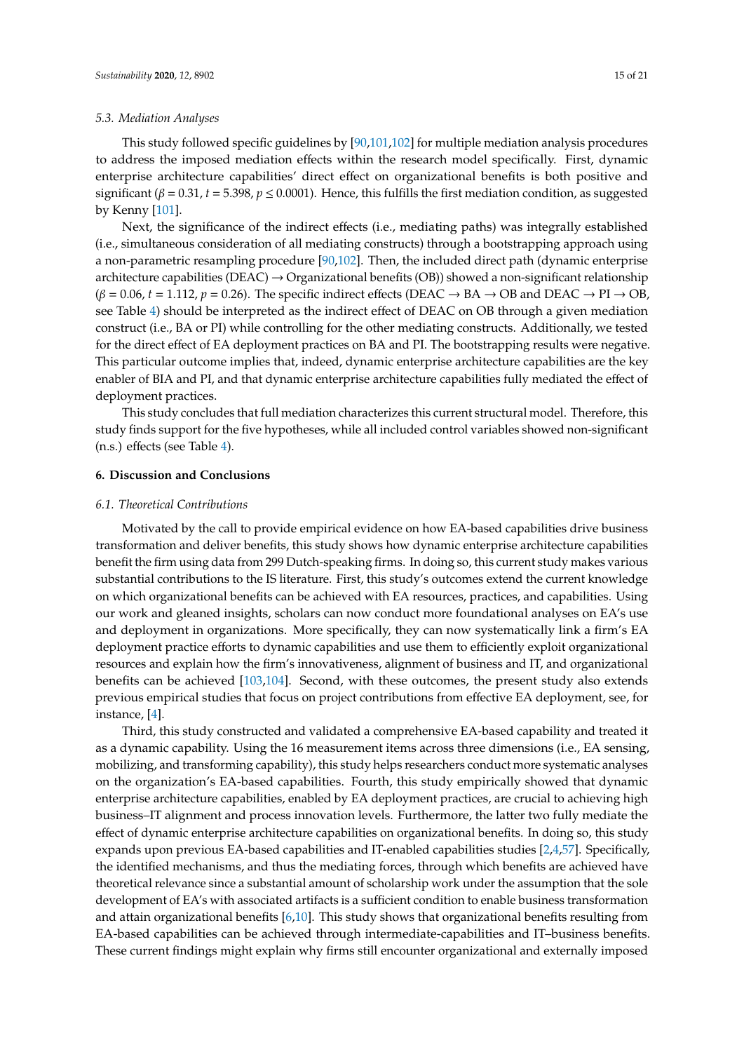### 5.3. Mediation Analyses

This study followed specific guidelines by [90,101,102] for multiple mediation analysis procedures to address the imposed mediation effects within the research model specifically. First, dynamic enterprise architecture capabilities' direct effect on organizational benefits is both positive and significant ($\beta = 0.31$, $t = 5.398$, $p \leq 0.0001$). Hence, this fulfills the first mediation condition, as suggested by Kenny [101].

Next, the significance of the indirect effects (i.e., mediating paths) was integrally established (i.e., simultaneous consideration of all mediating constructs) through a bootstrapping approach using a non-parametric resampling procedure [90,102]. Then, the included direct path (dynamic enterprise architecture capabilities (DEAC) → Organizational benefits (OB)) showed a non-significant relationship ($\beta = 0.06$, $t = 1.112$, $p = 0.26$). The specific indirect effects (DEAC → BA → OB and DEAC → PI → OB, see Table 4) should be interpreted as the indirect effect of DEAC on OB through a given mediation construct (i.e., BA or PI) while controlling for the other mediating constructs. Additionally, we tested for the direct effect of EA deployment practices on BA and PI. The bootstrapping results were negative. This particular outcome implies that, indeed, dynamic enterprise architecture capabilities are the key enabler of BIA and PI, and that dynamic enterprise architecture capabilities fully mediated the effect of deployment practices.

This study concludes that full mediation characterizes this current structural model. Therefore, this study finds support for the five hypotheses, while all included control variables showed non-significant (n.s.) effects (see Table 4).

## 6. Discussion and Conclusions

### 6.1. Theoretical Contributions

Motivated by the call to provide empirical evidence on how EA-based capabilities drive business transformation and deliver benefits, this study shows how dynamic enterprise architecture capabilities benefit the firm using data from 299 Dutch-speaking firms. In doing so, this current study makes various substantial contributions to the IS literature. First, this study's outcomes extend the current knowledge on which organizational benefits can be achieved with EA resources, practices, and capabilities. Using our work and gleaned insights, scholars can now conduct more foundational analyses on EA's use and deployment in organizations. More specifically, they can now systematically link a firm's EA deployment practice efforts to dynamic capabilities and use them to efficiently exploit organizational resources and explain how the firm's innovativeness, alignment of business and IT, and organizational benefits can be achieved [103,104]. Second, with these outcomes, the present study also extends previous empirical studies that focus on project contributions from effective EA deployment, see, for instance, [4].

Third, this study constructed and validated a comprehensive EA-based capability and treated it as a dynamic capability. Using the 16 measurement items across three dimensions (i.e., EA sensing, mobilizing, and transforming capability), this study helps researchers conduct more systematic analyses on the organization's EA-based capabilities. Fourth, this study empirically showed that dynamic enterprise architecture capabilities, enabled by EA deployment practices, are crucial to achieving high business–IT alignment and process innovation levels. Furthermore, the latter two fully mediate the effect of dynamic enterprise architecture capabilities on organizational benefits. In doing so, this study expands upon previous EA-based capabilities and IT-enabled capabilities studies [2,4,57]. Specifically, the identified mechanisms, and thus the mediating forces, through which benefits are achieved have theoretical relevance since a substantial amount of scholarship work under the assumption that the sole development of EA's with associated artifacts is a sufficient condition to enable business transformation and attain organizational benefits [6,10]. This study shows that organizational benefits resulting from EA-based capabilities can be achieved through intermediate-capabilities and IT–business benefits. These current findings might explain why firms still encounter organizational and externally imposed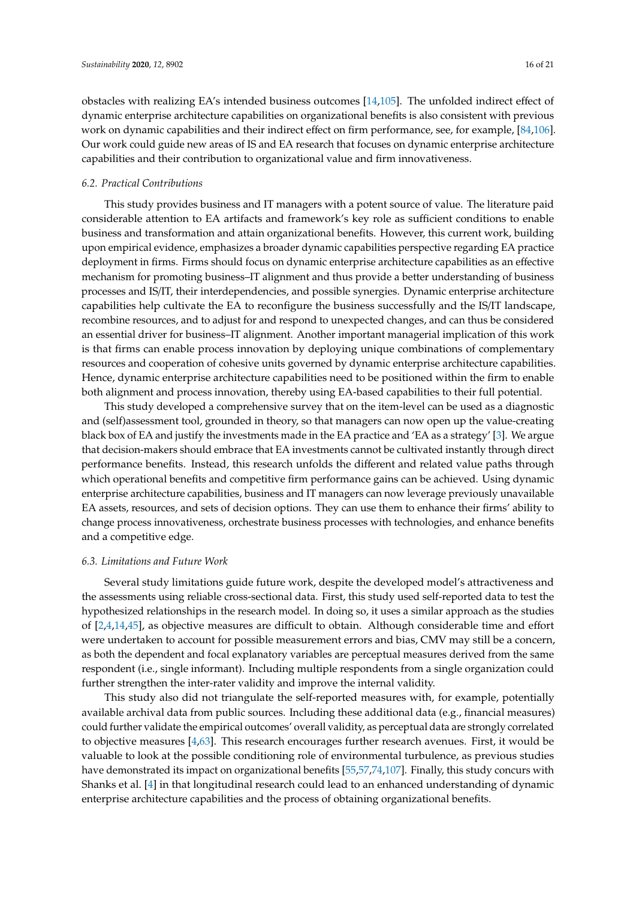obstacles with realizing EA's intended business outcomes [14,105]. The unfolded indirect effect of dynamic enterprise architecture capabilities on organizational benefits is also consistent with previous work on dynamic capabilities and their indirect effect on firm performance, see, for example, [84,106]. Our work could guide new areas of IS and EA research that focuses on dynamic enterprise architecture capabilities and their contribution to organizational value and firm innovativeness.

### *6.2. Practical Contributions*

This study provides business and IT managers with a potent source of value. The literature paid considerable attention to EA artifacts and framework's key role as sufficient conditions to enable business and transformation and attain organizational benefits. However, this current work, building upon empirical evidence, emphasizes a broader dynamic capabilities perspective regarding EA practice deployment in firms. Firms should focus on dynamic enterprise architecture capabilities as an effective mechanism for promoting business–IT alignment and thus provide a better understanding of business processes and IS/IT, their interdependencies, and possible synergies. Dynamic enterprise architecture capabilities help cultivate the EA to reconfigure the business successfully and the IS/IT landscape, recombine resources, and to adjust for and respond to unexpected changes, and can thus be considered an essential driver for business–IT alignment. Another important managerial implication of this work is that firms can enable process innovation by deploying unique combinations of complementary resources and cooperation of cohesive units governed by dynamic enterprise architecture capabilities. Hence, dynamic enterprise architecture capabilities need to be positioned within the firm to enable both alignment and process innovation, thereby using EA-based capabilities to their full potential.

This study developed a comprehensive survey that on the item-level can be used as a diagnostic and (self)assessment tool, grounded in theory, so that managers can now open up the value-creating black box of EA and justify the investments made in the EA practice and 'EA as a strategy' [3]. We argue that decision-makers should embrace that EA investments cannot be cultivated instantly through direct performance benefits. Instead, this research unfolds the different and related value paths through which operational benefits and competitive firm performance gains can be achieved. Using dynamic enterprise architecture capabilities, business and IT managers can now leverage previously unavailable EA assets, resources, and sets of decision options. They can use them to enhance their firms' ability to change process innovativeness, orchestrate business processes with technologies, and enhance benefits and a competitive edge.

### *6.3. Limitations and Future Work*

Several study limitations guide future work, despite the developed model's attractiveness and the assessments using reliable cross-sectional data. First, this study used self-reported data to test the hypothesized relationships in the research model. In doing so, it uses a similar approach as the studies of [2,4,14,45], as objective measures are difficult to obtain. Although considerable time and effort were undertaken to account for possible measurement errors and bias, CMV may still be a concern, as both the dependent and focal explanatory variables are perceptual measures derived from the same respondent (i.e., single informant). Including multiple respondents from a single organization could further strengthen the inter-rater validity and improve the internal validity.

This study also did not triangulate the self-reported measures with, for example, potentially available archival data from public sources. Including these additional data (e.g., financial measures) could further validate the empirical outcomes' overall validity, as perceptual data are strongly correlated to objective measures [4,63]. This research encourages further research avenues. First, it would be valuable to look at the possible conditioning role of environmental turbulence, as previous studies have demonstrated its impact on organizational benefits [55,57,74,107]. Finally, this study concurs with Shanks et al. [4] in that longitudinal research could lead to an enhanced understanding of dynamic enterprise architecture capabilities and the process of obtaining organizational benefits.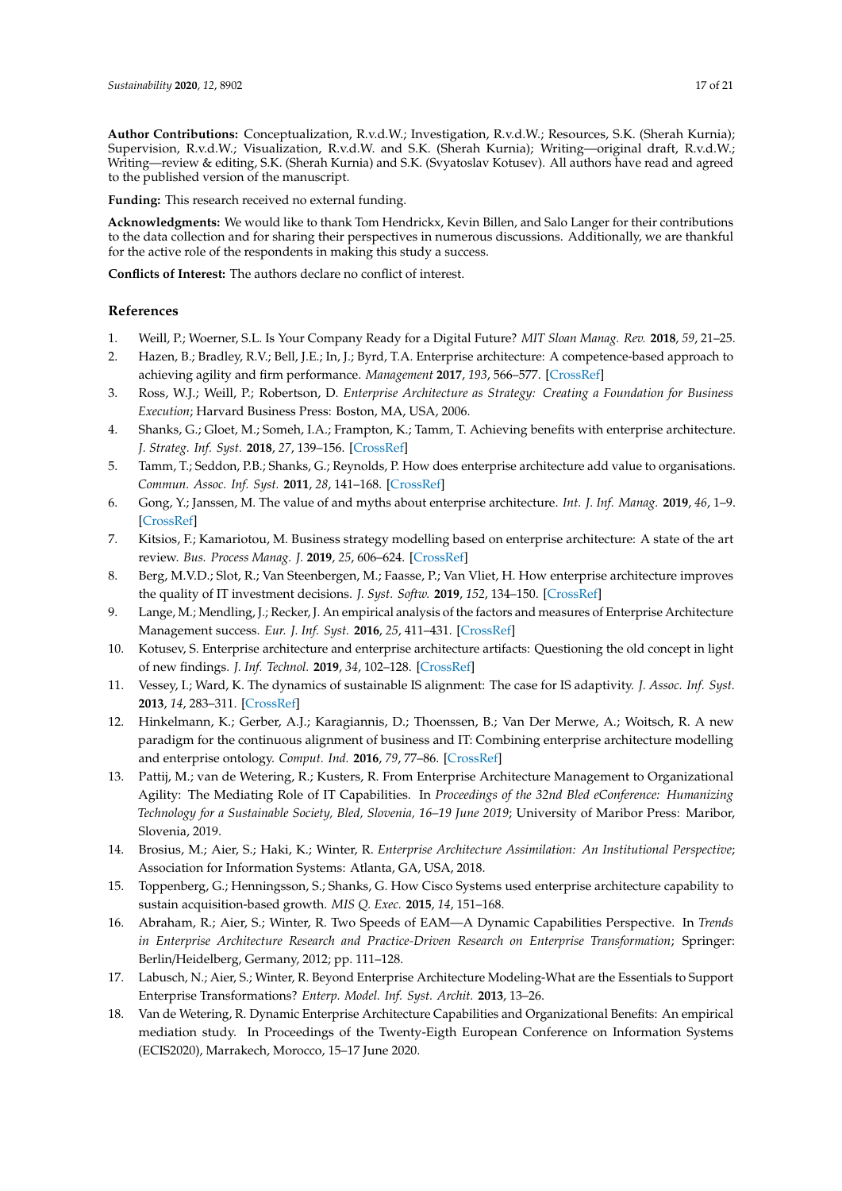**Author Contributions:** Conceptualization, R.v.d.W.; Investigation, R.v.d.W.; Resources, S.K. (Sherah Kurnia); Supervision, R.v.d.W.; Visualization, R.v.d.W. and S.K. (Sherah Kurnia); Writing—original draft, R.v.d.W.; Writing—review & editing, S.K. (Sherah Kurnia) and S.K. (Svyatoslav Kotusev). All authors have read and agreed to the published version of the manuscript.

**Funding:** This research received no external funding.

**Acknowledgments:** We would like to thank Tom Hendrickx, Kevin Billen, and Salo Langer for their contributions to the data collection and for sharing their perspectives in numerous discussions. Additionally, we are thankful for the active role of the respondents in making this study a success.

**Conflicts of Interest:** The authors declare no conflict of interest.

## References

1. Weill, P.; Woerner, S.L. Is Your Company Ready for a Digital Future? *MIT Sloan Manag. Rev.* **2018**, *59*, 21–25.
2. Hazen, B.; Bradley, R.V.; Bell, J.E.; In, J.; Byrd, T.A. Enterprise architecture: A competence-based approach to achieving agility and firm performance. *Management* **2017**, *193*, 566–577. [CrossRef]
3. Ross, W.J.; Weill, P.; Robertson, D. *Enterprise Architecture as Strategy: Creating a Foundation for Business Execution*; Harvard Business Press: Boston, MA, USA, 2006.
4. Shanks, G.; Gloet, M.; Someh, I.A.; Frampton, K.; Tamm, T. Achieving benefits with enterprise architecture. *J. Strateg. Inf. Syst.* **2018**, *27*, 139–156. [CrossRef]
5. Tamm, T.; Seddon, P.B.; Shanks, G.; Reynolds, P. How does enterprise architecture add value to organisations. *Commun. Assoc. Inf. Syst.* **2011**, *28*, 141–168. [CrossRef]
6. Gong, Y.; Janssen, M. The value of and myths about enterprise architecture. *Int. J. Inf. Manag.* **2019**, *46*, 1–9. [CrossRef]
7. Kitsios, F.; Kamariotou, M. Business strategy modelling based on enterprise architecture: A state of the art review. *Bus. Process Manag. J.* **2019**, *25*, 606–624. [CrossRef]
8. Berg, M.V.D.; Slot, R.; Van Steenbergen, M.; Faasse, P.; Van Vliet, H. How enterprise architecture improves the quality of IT investment decisions. *J. Syst. Softw.* **2019**, *152*, 134–150. [CrossRef]
9. Lange, M.; Mendling, J.; Recker, J. An empirical analysis of the factors and measures of Enterprise Architecture Management success. *Eur. J. Inf. Syst.* **2016**, *25*, 411–431. [CrossRef]
10. Kotusev, S. Enterprise architecture and enterprise architecture artifacts: Questioning the old concept in light of new findings. *J. Inf. Technol.* **2019**, *34*, 102–128. [CrossRef]
11. Vessey, I.; Ward, K. The dynamics of sustainable IS alignment: The case for IS adaptivity. *J. Assoc. Inf. Syst.* **2013**, *14*, 283–311. [CrossRef]
12. Hinkelmann, K.; Gerber, A.J.; Karagiannis, D.; Thoenssen, B.; Van Der Merwe, A.; Woitsch, R. A new paradigm for the continuous alignment of business and IT: Combining enterprise architecture modelling and enterprise ontology. *Comput. Ind.* **2016**, *79*, 77–86. [CrossRef]
13. Pattij, M.; van de Wetering, R.; Kusters, R. From Enterprise Architecture Management to Organizational Agility: The Mediating Role of IT Capabilities. In *Proceedings of the 32nd Bled eConference: Humanizing Technology for a Sustainable Society, Bled, Slovenia, 16–19 June 2019*; University of Maribor Press: Maribor, Slovenia, 2019.
14. Brosius, M.; Aier, S.; Haki, K.; Winter, R. *Enterprise Architecture Assimilation: An Institutional Perspective*; Association for Information Systems: Atlanta, GA, USA, 2018.
15. Toppenberg, G.; Henningsson, S.; Shanks, G. How Cisco Systems used enterprise architecture capability to sustain acquisition-based growth. *MIS Q. Exec.* **2015**, *14*, 151–168.
16. Abraham, R.; Aier, S.; Winter, R. Two Speeds of EAM—A Dynamic Capabilities Perspective. In *Trends in Enterprise Architecture Research and Practice-Driven Research on Enterprise Transformation*; Springer: Berlin/Heidelberg, Germany, 2012; pp. 111–128.
17. Labusch, N.; Aier, S.; Winter, R. Beyond Enterprise Architecture Modeling-What are the Essentials to Support Enterprise Transformations? *Enterp. Model. Inf. Syst. Archit.* **2013**, 13–26.
18. Van de Wetering, R. Dynamic Enterprise Architecture Capabilities and Organizational Benefits: An empirical mediation study. In Proceedings of the Twenty-Eigth European Conference on Information Systems (ECIS2020), Marrakech, Morocco, 15–17 June 2020.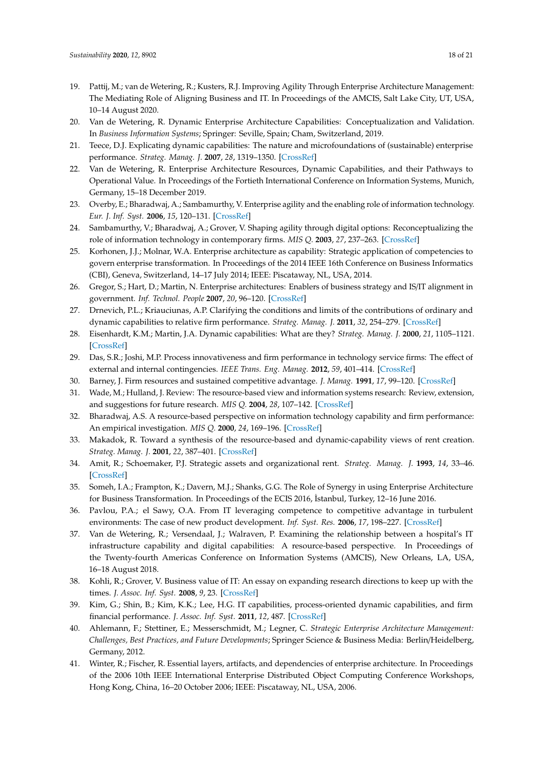19. Pattij, M.; van de Wetering, R.; Kusters, R.J. Improving Agility Through Enterprise Architecture Management: The Mediating Role of Aligning Business and IT. In Proceedings of the AMCIS, Salt Lake City, UT, USA, 10–14 August 2020.
20. Van de Wetering, R. Dynamic Enterprise Architecture Capabilities: Conceptualization and Validation. In *Business Information Systems*; Springer: Seville, Spain; Cham, Switzerland, 2019.
21. Teece, D.J. Explicating dynamic capabilities: The nature and microfoundations of (sustainable) enterprise performance. *Strateg. Manag. J.* **2007**, *28*, 1319–1350. [CrossRef]
22. Van de Wetering, R. Enterprise Architecture Resources, Dynamic Capabilities, and their Pathways to Operational Value. In Proceedings of the Fortieth International Conference on Information Systems, Munich, Germany, 15–18 December 2019.
23. Overby, E.; Bharadwaj, A.; Sambamurthy, V. Enterprise agility and the enabling role of information technology. *Eur. J. Inf. Syst.* **2006**, *15*, 120–131. [CrossRef]
24. Sambamurthy, V.; Bharadwaj, A.; Grover, V. Shaping agility through digital options: Reconceptualizing the role of information technology in contemporary firms. *MIS Q.* **2003**, *27*, 237–263. [CrossRef]
25. Korhonen, J.J.; Molnar, W.A. Enterprise architecture as capability: Strategic application of competencies to govern enterprise transformation. In Proceedings of the 2014 IEEE 16th Conference on Business Informatics (CBI), Geneva, Switzerland, 14–17 July 2014; IEEE: Piscataway, NL, USA, 2014.
26. Gregor, S.; Hart, D.; Martin, N. Enterprise architectures: Enablers of business strategy and IS/IT alignment in government. *Inf. Technol. People* **2007**, *20*, 96–120. [CrossRef]
27. Drnevich, P.L.; Kriauciunas, A.P. Clarifying the conditions and limits of the contributions of ordinary and dynamic capabilities to relative firm performance. *Strateg. Manag. J.* **2011**, *32*, 254–279. [CrossRef]
28. Eisenhardt, K.M.; Martin, J.A. Dynamic capabilities: What are they? *Strateg. Manag. J.* **2000**, *21*, 1105–1121. [CrossRef]
29. Das, S.R.; Joshi, M.P. Process innovativeness and firm performance in technology service firms: The effect of external and internal contingencies. *IEEE Trans. Eng. Manag.* **2012**, *59*, 401–414. [CrossRef]
30. Barney, J. Firm resources and sustained competitive advantage. *J. Manag.* **1991**, *17*, 99–120. [CrossRef]
31. Wade, M.; Hulland, J. Review: The resource-based view and information systems research: Review, extension, and suggestions for future research. *MIS Q.* **2004**, *28*, 107–142. [CrossRef]
32. Bharadwaj, A.S. A resource-based perspective on information technology capability and firm performance: An empirical investigation. *MIS Q.* **2000**, *24*, 169–196. [CrossRef]
33. Makadok, R. Toward a synthesis of the resource-based and dynamic-capability views of rent creation. *Strateg. Manag. J.* **2001**, *22*, 387–401. [CrossRef]
34. Amit, R.; Schoemaker, P.J. Strategic assets and organizational rent. *Strateg. Manag. J.* **1993**, *14*, 33–46. [CrossRef]
35. Someh, I.A.; Frampton, K.; Davern, M.J.; Shanks, G.G. The Role of Synergy in using Enterprise Architecture for Business Transformation. In Proceedings of the ECIS 2016, İstanbul, Turkey, 12–16 June 2016.
36. Pavlou, P.A.; el Sawy, O.A. From IT leveraging competence to competitive advantage in turbulent environments: The case of new product development. *Inf. Syst. Res.* **2006**, *17*, 198–227. [CrossRef]
37. Van de Wetering, R.; Versendaal, J.; Walraven, P. Examining the relationship between a hospital's IT infrastructure capability and digital capabilities: A resource-based perspective. In Proceedings of the Twenty-fourth Americas Conference on Information Systems (AMCIS), New Orleans, LA, USA, 16–18 August 2018.
38. Kohli, R.; Grover, V. Business value of IT: An essay on expanding research directions to keep up with the times. *J. Assoc. Inf. Syst.* **2008**, *9*, 23. [CrossRef]
39. Kim, G.; Shin, B.; Kim, K.K.; Lee, H.G. IT capabilities, process-oriented dynamic capabilities, and firm financial performance. *J. Assoc. Inf. Syst.* **2011**, *12*, 487. [CrossRef]
40. Ahlemann, F.; Stettiner, E.; Messerschmidt, M.; Legner, C. *Strategic Enterprise Architecture Management: Challenges, Best Practices, and Future Developments*; Springer Science & Business Media: Berlin/Heidelberg, Germany, 2012.
41. Winter, R.; Fischer, R. Essential layers, artifacts, and dependencies of enterprise architecture. In Proceedings of the 2006 10th IEEE International Enterprise Distributed Object Computing Conference Workshops, Hong Kong, China, 16–20 October 2006; IEEE: Piscataway, NL, USA, 2006.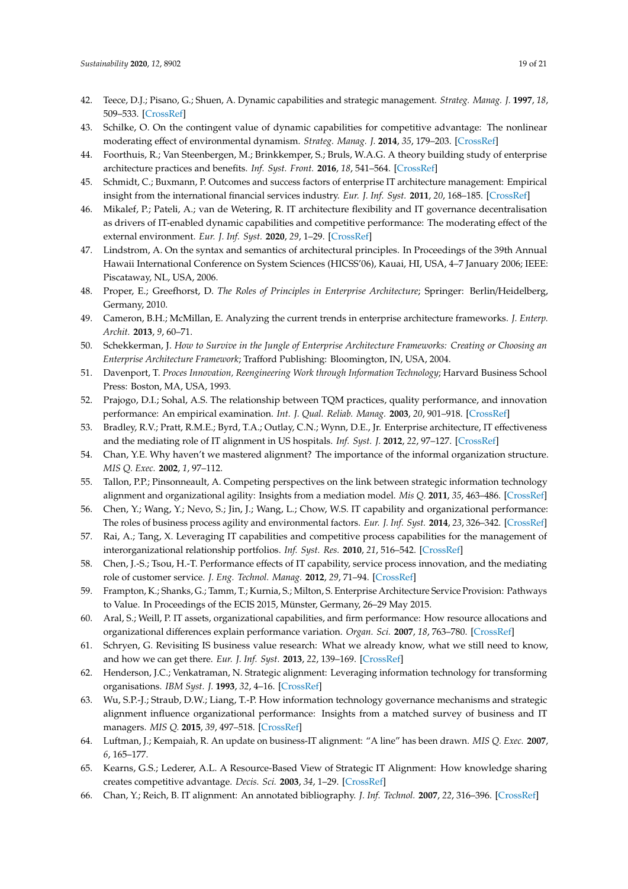42. Teece, D.J.; Pisano, G.; Shuen, A. Dynamic capabilities and strategic management. *Strateg. Manag. J.* **1997**, *18*, 509–533. [CrossRef]
43. Schilke, O. On the contingent value of dynamic capabilities for competitive advantage: The nonlinear moderating effect of environmental dynamism. *Strateg. Manag. J.* **2014**, *35*, 179–203. [CrossRef]
44. Foorthuis, R.; Van Steenbergen, M.; Brinkkemper, S.; Bruls, W.A.G. A theory building study of enterprise architecture practices and benefits. *Inf. Syst. Front.* **2016**, *18*, 541–564. [CrossRef]
45. Schmidt, C.; Buxmann, P. Outcomes and success factors of enterprise IT architecture management: Empirical insight from the international financial services industry. *Eur. J. Inf. Syst.* **2011**, *20*, 168–185. [CrossRef]
46. Mikalef, P.; Pateli, A.; van de Wetering, R. IT architecture flexibility and IT governance decentralisation as drivers of IT-enabled dynamic capabilities and competitive performance: The moderating effect of the external environment. *Eur. J. Inf. Syst.* **2020**, *29*, 1–29. [CrossRef]
47. Lindstrom, A. On the syntax and semantics of architectural principles. In Proceedings of the 39th Annual Hawaii International Conference on System Sciences (HICSS'06), Kauai, HI, USA, 4–7 January 2006; IEEE: Piscataway, NL, USA, 2006.
48. Proper, E.; Greefhorst, D. *The Roles of Principles in Enterprise Architecture*; Springer: Berlin/Heidelberg, Germany, 2010.
49. Cameron, B.H.; McMillan, E. Analyzing the current trends in enterprise architecture frameworks. *J. Enterp. Archit.* **2013**, *9*, 60–71.
50. Schekkerman, J. *How to Survive in the Jungle of Enterprise Architecture Frameworks: Creating or Choosing an Enterprise Architecture Framework*; Trafford Publishing: Bloomington, IN, USA, 2004.
51. Davenport, T. *Proces Innovation, Reengineering Work through Information Technology*; Harvard Business School Press: Boston, MA, USA, 1993.
52. Prajogo, D.I.; Sohal, A.S. The relationship between TQM practices, quality performance, and innovation performance: An empirical examination. *Int. J. Qual. Reliab. Manag.* **2003**, *20*, 901–918. [CrossRef]
53. Bradley, R.V.; Pratt, R.M.E.; Byrd, T.A.; Outlay, C.N.; Wynn, D.E., Jr. Enterprise architecture, IT effectiveness and the mediating role of IT alignment in US hospitals. *Inf. Syst. J.* **2012**, *22*, 97–127. [CrossRef]
54. Chan, Y.E. Why haven't we mastered alignment? The importance of the informal organization structure. *MIS Q. Exec.* **2002**, *1*, 97–112.
55. Tallon, P.P.; Pinsonneault, A. Competing perspectives on the link between strategic information technology alignment and organizational agility: Insights from a mediation model. *Mis Q.* **2011**, *35*, 463–486. [CrossRef]
56. Chen, Y.; Wang, Y.; Nevo, S.; Jin, J.; Wang, L.; Chow, W.S. IT capability and organizational performance: The roles of business process agility and environmental factors. *Eur. J. Inf. Syst.* **2014**, *23*, 326–342. [CrossRef]
57. Rai, A.; Tang, X. Leveraging IT capabilities and competitive process capabilities for the management of interorganizational relationship portfolios. *Inf. Syst. Res.* **2010**, *21*, 516–542. [CrossRef]
58. Chen, J.-S.; Tsou, H.-T. Performance effects of IT capability, service process innovation, and the mediating role of customer service. *J. Eng. Technol. Manag.* **2012**, *29*, 71–94. [CrossRef]
59. Frampton, K.; Shanks, G.; Tamm, T.; Kurnia, S.; Milton, S. Enterprise Architecture Service Provision: Pathways to Value. In Proceedings of the ECIS 2015, Münster, Germany, 26–29 May 2015.
60. Aral, S.; Weill, P. IT assets, organizational capabilities, and firm performance: How resource allocations and organizational differences explain performance variation. *Organ. Sci.* **2007**, *18*, 763–780. [CrossRef]
61. Schryen, G. Revisiting IS business value research: What we already know, what we still need to know, and how we can get there. *Eur. J. Inf. Syst.* **2013**, *22*, 139–169. [CrossRef]
62. Henderson, J.C.; Venkatraman, N. Strategic alignment: Leveraging information technology for transforming organisations. *IBM Syst. J.* **1993**, *32*, 4–16. [CrossRef]
63. Wu, S.P.-J.; Straub, D.W.; Liang, T.-P. How information technology governance mechanisms and strategic alignment influence organizational performance: Insights from a matched survey of business and IT managers. *MIS Q.* **2015**, *39*, 497–518. [CrossRef]
64. Luftman, J.; Kempaiah, R. An update on business-IT alignment: "A line" has been drawn. *MIS Q. Exec.* **2007**, *6*, 165–177.
65. Kearns, G.S.; Lederer, A.L. A Resource-Based View of Strategic IT Alignment: How knowledge sharing creates competitive advantage. *Decis. Sci.* **2003**, *34*, 1–29. [CrossRef]
66. Chan, Y.; Reich, B. IT alignment: An annotated bibliography. *J. Inf. Technol.* **2007**, *22*, 316–396. [CrossRef]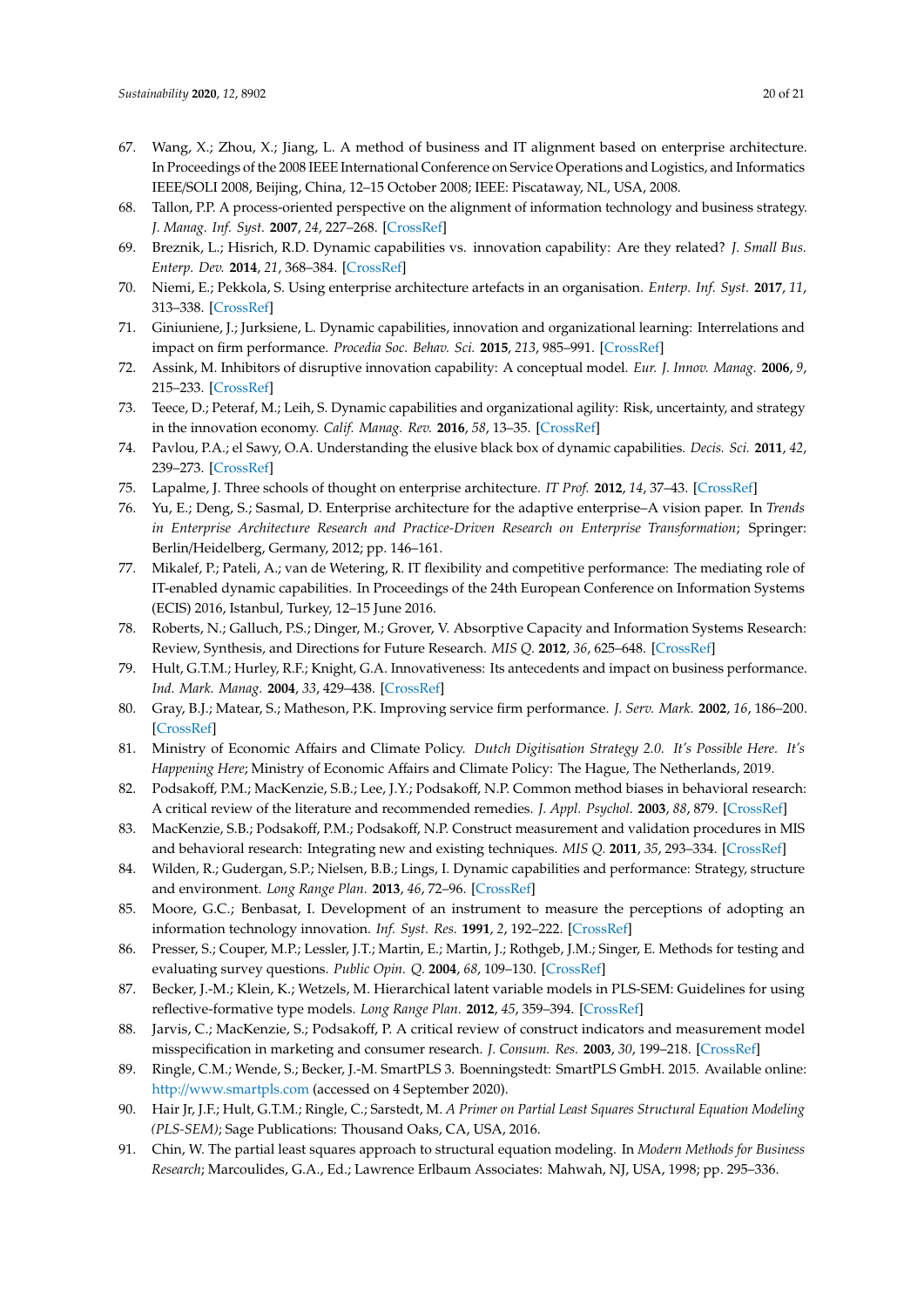67. Wang, X.; Zhou, X.; Jiang, L. A method of business and IT alignment based on enterprise architecture. In Proceedings of the 2008 IEEE International Conference on Service Operations and Logistics, and Informatics IEEE/SOLI 2008, Beijing, China, 12–15 October 2008; IEEE: Piscataway, NL, USA, 2008.
68. Tallon, P.P. A process-oriented perspective on the alignment of information technology and business strategy. *J. Manag. Inf. Syst.* **2007**, *24*, 227–268. [CrossRef]
69. Breznik, L.; Hisrich, R.D. Dynamic capabilities vs. innovation capability: Are they related? *J. Small Bus. Enterp. Dev.* **2014**, *21*, 368–384. [CrossRef]
70. Niemi, E.; Pekkola, S. Using enterprise architecture artefacts in an organisation. *Enterp. Inf. Syst.* **2017**, *11*, 313–338. [CrossRef]
71. Giniuniene, J.; Jurksiene, L. Dynamic capabilities, innovation and organizational learning: Interrelations and impact on firm performance. *Procedia Soc. Behav. Sci.* **2015**, *213*, 985–991. [CrossRef]
72. Assink, M. Inhibitors of disruptive innovation capability: A conceptual model. *Eur. J. Innov. Manag.* **2006**, *9*, 215–233. [CrossRef]
73. Teece, D.; Peteraf, M.; Leih, S. Dynamic capabilities and organizational agility: Risk, uncertainty, and strategy in the innovation economy. *Calif. Manag. Rev.* **2016**, *58*, 13–35. [CrossRef]
74. Pavlou, P.A.; el Sawy, O.A. Understanding the elusive black box of dynamic capabilities. *Decis. Sci.* **2011**, *42*, 239–273. [CrossRef]
75. Lapalme, J. Three schools of thought on enterprise architecture. *IT Prof.* **2012**, *14*, 37–43. [CrossRef]
76. Yu, E.; Deng, S.; Sasmal, D. Enterprise architecture for the adaptive enterprise–A vision paper. In *Trends in Enterprise Architecture Research and Practice-Driven Research on Enterprise Transformation*; Springer: Berlin/Heidelberg, Germany, 2012; pp. 146–161.
77. Mikalef, P.; Pateli, A.; van de Wetering, R. IT flexibility and competitive performance: The mediating role of IT-enabled dynamic capabilities. In Proceedings of the 24th European Conference on Information Systems (ECIS) 2016, Istanbul, Turkey, 12–15 June 2016.
78. Roberts, N.; Galluch, P.S.; Dinger, M.; Grover, V. Absorptive Capacity and Information Systems Research: Review, Synthesis, and Directions for Future Research. *MIS Q.* **2012**, *36*, 625–648. [CrossRef]
79. Hult, G.T.M.; Hurley, R.F.; Knight, G.A. Innovativeness: Its antecedents and impact on business performance. *Ind. Mark. Manag.* **2004**, *33*, 429–438. [CrossRef]
80. Gray, B.J.; Matear, S.; Matheson, P.K. Improving service firm performance. *J. Serv. Mark.* **2002**, *16*, 186–200. [CrossRef]
81. Ministry of Economic Affairs and Climate Policy. *Dutch Digitisation Strategy 2.0. It's Possible Here. It's Happening Here*; Ministry of Economic Affairs and Climate Policy: The Hague, The Netherlands, 2019.
82. Podsakoff, P.M.; MacKenzie, S.B.; Lee, J.Y.; Podsakoff, N.P. Common method biases in behavioral research: A critical review of the literature and recommended remedies. *J. Appl. Psychol.* **2003**, *88*, 879. [CrossRef]
83. MacKenzie, S.B.; Podsakoff, P.M.; Podsakoff, N.P. Construct measurement and validation procedures in MIS and behavioral research: Integrating new and existing techniques. *MIS Q.* **2011**, *35*, 293–334. [CrossRef]
84. Wilden, R.; Gudergan, S.P.; Nielsen, B.B.; Lings, I. Dynamic capabilities and performance: Strategy, structure and environment. *Long Range Plan.* **2013**, *46*, 72–96. [CrossRef]
85. Moore, G.C.; Benbasat, I. Development of an instrument to measure the perceptions of adopting an information technology innovation. *Inf. Syst. Res.* **1991**, *2*, 192–222. [CrossRef]
86. Presser, S.; Couper, M.P.; Lessler, J.T.; Martin, E.; Martin, J.; Rothgeb, J.M.; Singer, E. Methods for testing and evaluating survey questions. *Public Opin. Q.* **2004**, *68*, 109–130. [CrossRef]
87. Becker, J.-M.; Klein, K.; Wetzels, M. Hierarchical latent variable models in PLS-SEM: Guidelines for using reflective-formative type models. *Long Range Plan.* **2012**, *45*, 359–394. [CrossRef]
88. Jarvis, C.; MacKenzie, S.; Podsakoff, P. A critical review of construct indicators and measurement model misspecification in marketing and consumer research. *J. Consum. Res.* **2003**, *30*, 199–218. [CrossRef]
89. Ringle, C.M.; Wende, S.; Becker, J.-M. SmartPLS 3. Boenningstedt: SmartPLS GmbH. 2015. Available online: http://www.smartpls.com (accessed on 4 September 2020).
90. Hair Jr, J.F.; Hult, G.T.M.; Ringle, C.; Sarstedt, M. *A Primer on Partial Least Squares Structural Equation Modeling (PLS-SEM)*; Sage Publications: Thousand Oaks, CA, USA, 2016.
91. Chin, W. The partial least squares approach to structural equation modeling. In *Modern Methods for Business Research*; Marcoulides, G.A., Ed.; Lawrence Erlbaum Associates: Mahwah, NJ, USA, 1998; pp. 295–336.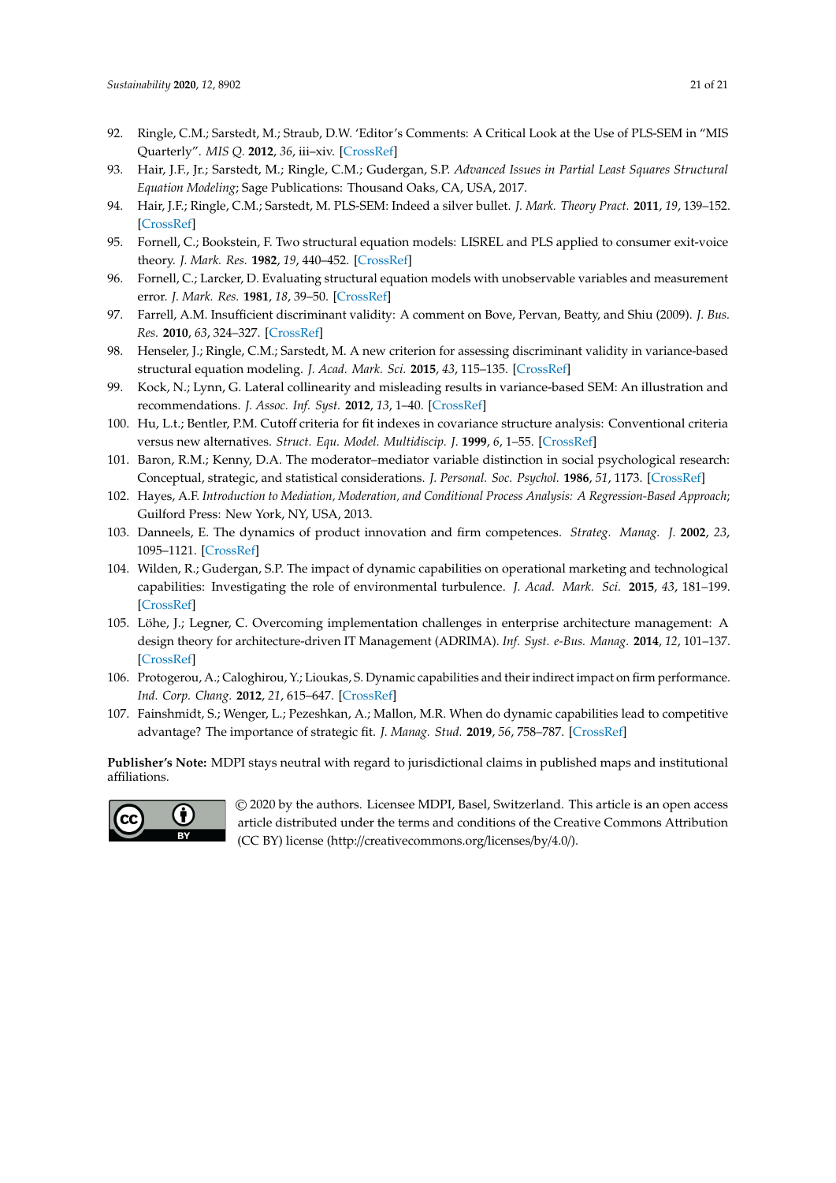92. Ringle, C.M.; Sarstedt, M.; Straub, D.W. 'Editor's Comments: A Critical Look at the Use of PLS-SEM in "MIS Quarterly". *MIS Q.* **2012**, *36*, iii–xiv. [CrossRef]
93. Hair, J.F., Jr.; Sarstedt, M.; Ringle, C.M.; Gudergan, S.P. *Advanced Issues in Partial Least Squares Structural Equation Modeling*; Sage Publications: Thousand Oaks, CA, USA, 2017.
94. Hair, J.F.; Ringle, C.M.; Sarstedt, M. PLS-SEM: Indeed a silver bullet. *J. Mark. Theory Pract.* **2011**, *19*, 139–152. [CrossRef]
95. Fornell, C.; Bookstein, F. Two structural equation models: LISREL and PLS applied to consumer exit-voice theory. *J. Mark. Res.* **1982**, *19*, 440–452. [CrossRef]
96. Fornell, C.; Larcker, D. Evaluating structural equation models with unobservable variables and measurement error. *J. Mark. Res.* **1981**, *18*, 39–50. [CrossRef]
97. Farrell, A.M. Insufficient discriminant validity: A comment on Bove, Pervan, Beatty, and Shiu (2009). *J. Bus. Res.* **2010**, *63*, 324–327. [CrossRef]
98. Henseler, J.; Ringle, C.M.; Sarstedt, M. A new criterion for assessing discriminant validity in variance-based structural equation modeling. *J. Acad. Mark. Sci.* **2015**, *43*, 115–135. [CrossRef]
99. Kock, N.; Lynn, G. Lateral collinearity and misleading results in variance-based SEM: An illustration and recommendations. *J. Assoc. Inf. Syst.* **2012**, *13*, 1–40. [CrossRef]
100. Hu, L.t.; Bentler, P.M. Cutoff criteria for fit indexes in covariance structure analysis: Conventional criteria versus new alternatives. *Struct. Equ. Model. Multidiscip. J.* **1999**, *6*, 1–55. [CrossRef]
101. Baron, R.M.; Kenny, D.A. The moderator–mediator variable distinction in social psychological research: Conceptual, strategic, and statistical considerations. *J. Personal. Soc. Psychol.* **1986**, *51*, 1173. [CrossRef]
102. Hayes, A.F. *Introduction to Mediation, Moderation, and Conditional Process Analysis: A Regression-Based Approach*; Guilford Press: New York, NY, USA, 2013.
103. Danneels, E. The dynamics of product innovation and firm competences. *Strateg. Manag. J.* **2002**, *23*, 1095–1121. [CrossRef]
104. Wilden, R.; Gudergan, S.P. The impact of dynamic capabilities on operational marketing and technological capabilities: Investigating the role of environmental turbulence. *J. Acad. Mark. Sci.* **2015**, *43*, 181–199. [CrossRef]
105. Löhe, J.; Legner, C. Overcoming implementation challenges in enterprise architecture management: A design theory for architecture-driven IT Management (ADRIMA). *Inf. Syst. e-Bus. Manag.* **2014**, *12*, 101–137. [CrossRef]
106. Protogerou, A.; Caloghirou, Y.; Lioukas, S. Dynamic capabilities and their indirect impact on firm performance. *Ind. Corp. Chang.* **2012**, *21*, 615–647. [CrossRef]
107. Fainshmidt, S.; Wenger, L.; Pezeshkan, A.; Mallon, M.R. When do dynamic capabilities lead to competitive advantage? The importance of strategic fit. *J. Manag. Stud.* **2019**, *56*, 758–787. [CrossRef]

**Publisher's Note:** MDPI stays neutral with regard to jurisdictional claims in published maps and institutional affiliations.

© 2020 by the authors. Licensee MDPI, Basel, Switzerland. This article is an open access article distributed under the terms and conditions of the Creative Commons Attribution (CC BY) license (http://creativecommons.org/licenses/by/4.0/).